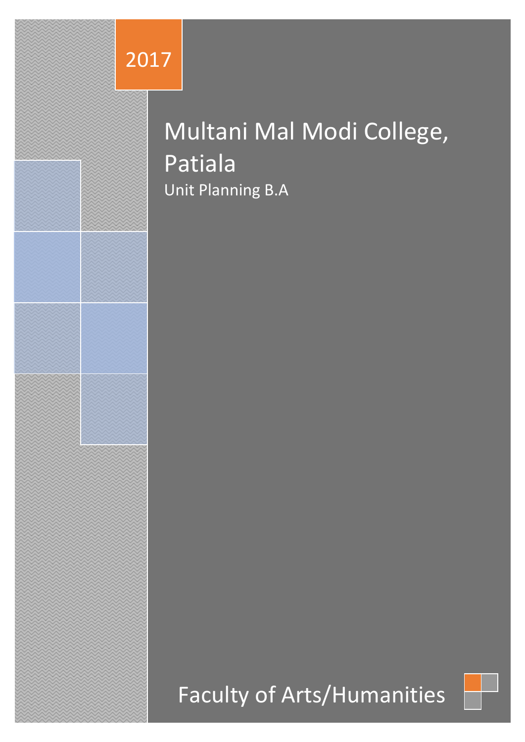2017

# Multani Mal Modi College, Patiala

Unit Planning B.A

Faculty of Arts/Humanities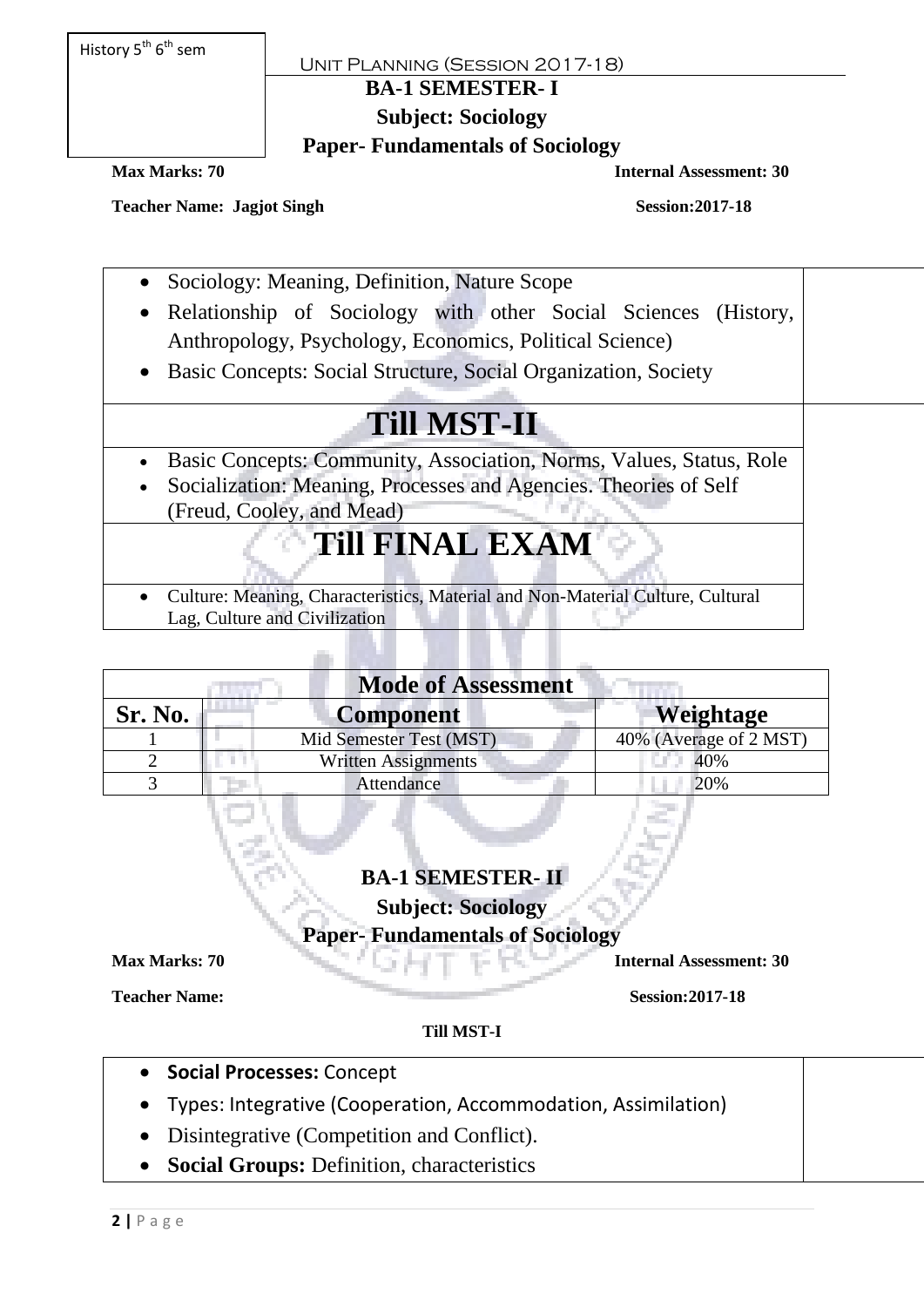History 5th 6th sem

Unit Planning (Session 2017-18)

**BA-1 SEMESTER- I**

**Subject: Sociology**

**Paper- Fundamentals of Sociology**

**Max Marks: 70** **Internal Assessment: 30**

**Teacher Name: Jagjot Singh** **Session:2017-18**

- Sociology: Meaning, Definition, Nature Scope
- Relationship of Sociology with other Social Sciences (History, Anthropology, Psychology, Economics, Political Science)
- Basic Concepts: Social Structure, Social Organization, Society

# Till MST-II

- Basic Concepts: Community, Association, Norms, Values, Status, Role
- Socialization: Meaning, Processes and Agencies. Theories of Self (Freud, Cooley, and Mead)

# Till FINAL EXAM

- Culture: Meaning, Characteristics, Material and Non-Material Culture, Cultural Lag, Culture and Civilization

| Mode of Assessment | | |
|---|---|---|
| **Sr. No.** | **Component** | **Weightage** |
| 1 | Mid Semester Test (MST) | 40% (Average of 2 MST) |
| 2 | Written Assignments | 40% |
| 3 | Attendance | 20% |

**BA-1 SEMESTER- II**

**Subject: Sociology**

**Paper- Fundamentals of Sociology**

**Max Marks: 70** **Internal Assessment: 30**

**Teacher Name:** **Session:2017-18**

**Till MST-I**

- **Social Processes:** Concept
- Types: Integrative (Cooperation, Accommodation, Assimilation)
- Disintegrative (Competition and Conflict).
- **Social Groups:** Definition, characteristics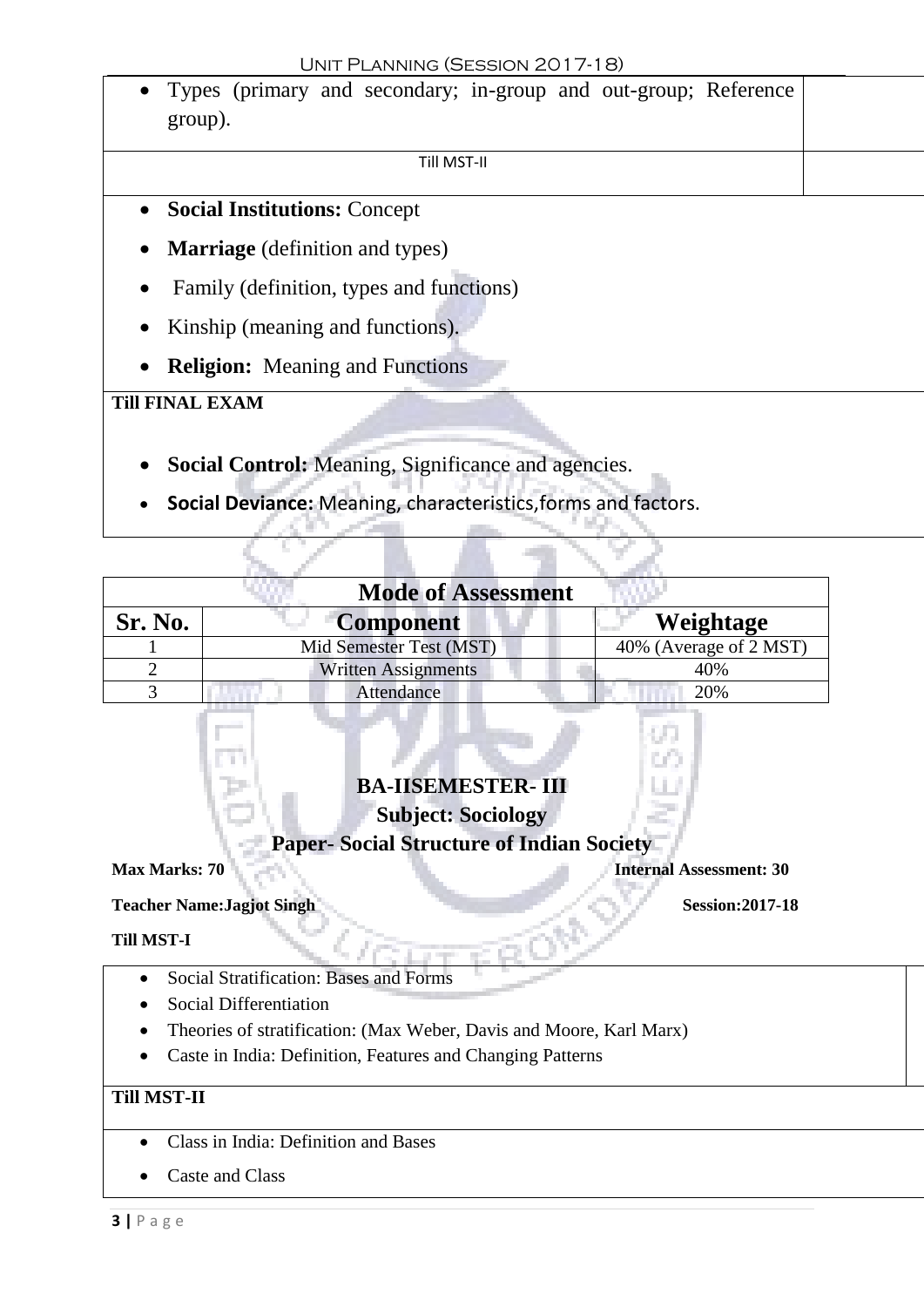- Types (primary and secondary; in-group and out-group; Reference group).

Till MST-II

- **Social Institutions:** Concept
- **Marriage** (definition and types)
- Family (definition, types and functions)
- Kinship (meaning and functions).
- **Religion:** Meaning and Functions

**Till FINAL EXAM**

- **Social Control:** Meaning, Significance and agencies.
- **Social Deviance:** Meaning, characteristics,forms and factors.

| Mode of Assessment | | |
|---|---|---|
| **Sr. No.** | **Component** | **Weightage** |
| 1 | Mid Semester Test (MST) | 40% (Average of 2 MST) |
| 2 | Written Assignments | 40% |
| 3 | Attendance | 20% |

## BA-IISEMESTER- III

### Subject: Sociology

### Paper- Social Structure of Indian Society

**Max Marks: 70** **Internal Assessment: 30**

**Teacher Name:Jagjot Singh** **Session:2017-18**

**Till MST-I**

- Social Stratification: Bases and Forms
- Social Differentiation
- Theories of stratification: (Max Weber, Davis and Moore, Karl Marx)
- Caste in India: Definition, Features and Changing Patterns

**Till MST-II**

- Class in India: Definition and Bases
- Caste and Class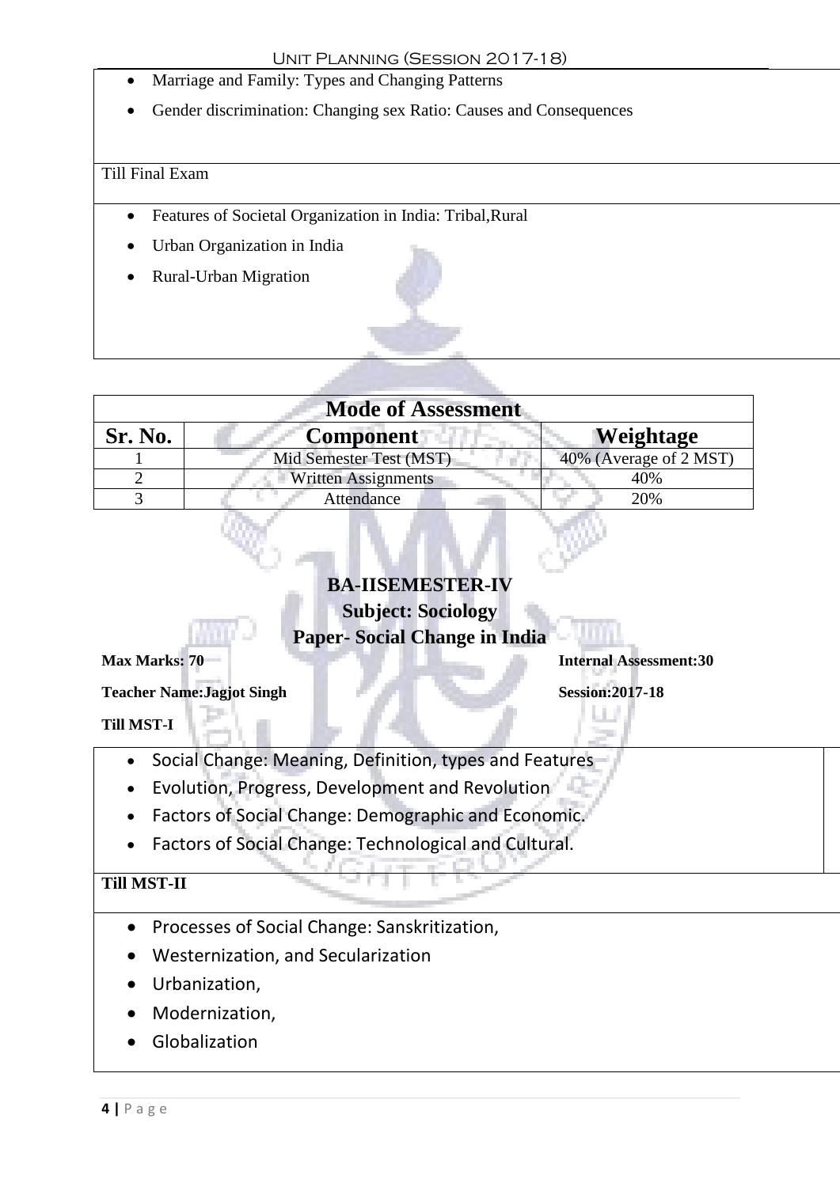- Marriage and Family: Types and Changing Patterns
- Gender discrimination: Changing sex Ratio: Causes and Consequences

Till Final Exam

- Features of Societal Organization in India: Tribal,Rural
- Urban Organization in India
- Rural-Urban Migration

| Mode of Assessment | | |
|---|---|---|
| **Sr. No.** | **Component** | **Weightage** |
| 1 | Mid Semester Test (MST) | 40% (Average of 2 MST) |
| 2 | Written Assignments | 40% |
| 3 | Attendance | 20% |

## BA-IISEMESTER-IV

### Subject: Sociology

### Paper- Social Change in India

**Max Marks: 70** **Internal Assessment:30**

**Teacher Name:Jagjot Singh** **Session:2017-18**

**Till MST-I**

- Social Change: Meaning, Definition, types and Features
- Evolution, Progress, Development and Revolution
- Factors of Social Change: Demographic and Economic.
- Factors of Social Change: Technological and Cultural.

**Till MST-II**

- Processes of Social Change: Sanskritization,
- Westernization, and Secularization
- Urbanization,
- Modernization,
- Globalization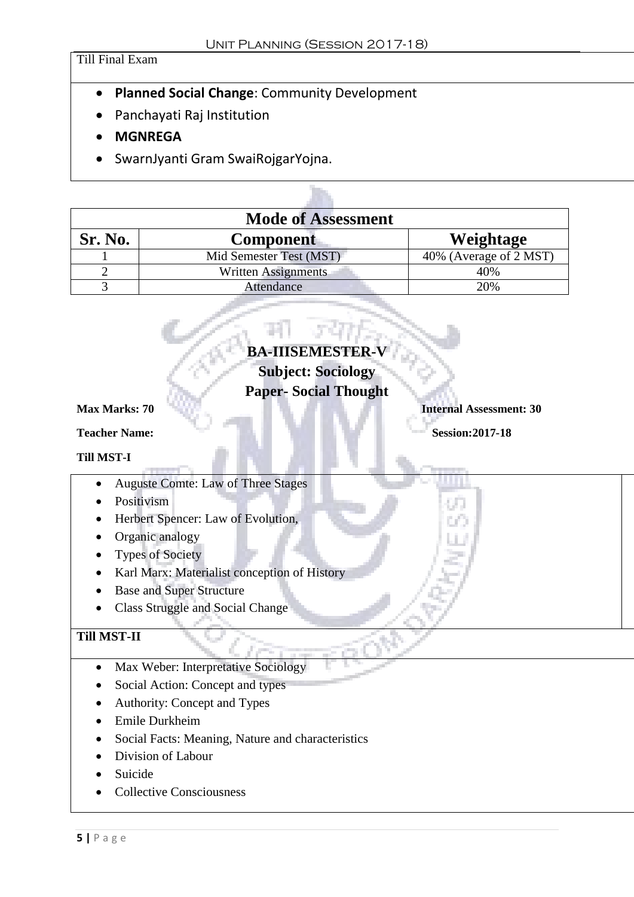Till Final Exam

- **Planned Social Change**: Community Development
- Panchayati Raj Institution
- **MGNREGA**
- SwarnJyanti Gram SwaiRojgarYojna.

| Mode of Assessment | | |
|---|---|---|
| **Sr. No.** | **Component** | **Weightage** |
| 1 | Mid Semester Test (MST) | 40% (Average of 2 MST) |
| 2 | Written Assignments | 40% |
| 3 | Attendance | 20% |

## BA-IIISEMESTER-V
## Subject: Sociology
## Paper- Social Thought

**Max Marks: 70** **Internal Assessment: 30**

**Teacher Name:** **Session:2017-18**

**Till MST-I**

- Auguste Comte: Law of Three Stages
- Positivism
- Herbert Spencer: Law of Evolution,
- Organic analogy
- Types of Society
- Karl Marx: Materialist conception of History
- Base and Super Structure
- Class Struggle and Social Change

**Till MST-II**

- Max Weber: Interpretative Sociology
- Social Action: Concept and types
- Authority: Concept and Types
- Emile Durkheim
- Social Facts: Meaning, Nature and characteristics
- Division of Labour
- Suicide
- Collective Consciousness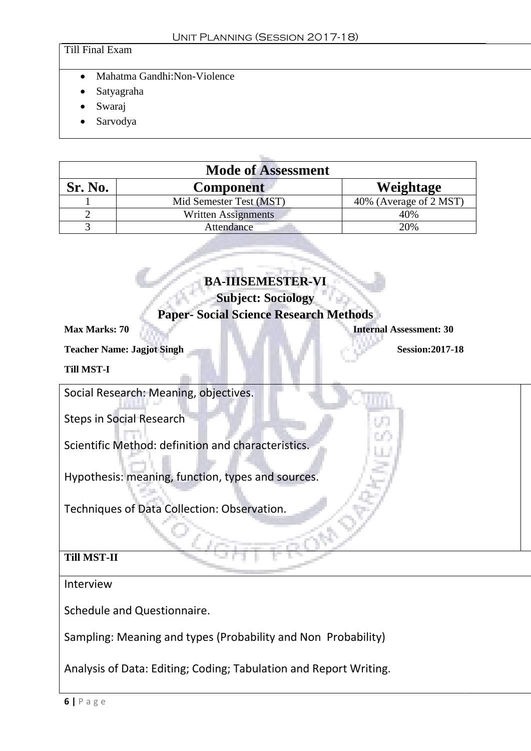Till Final Exam

- Mahatma Gandhi:Non-Violence
- Satyagraha
- Swaraj
- Sarvodya

| Mode of Assessment | | |
|---|---|---|
| **Sr. No.** | **Component** | **Weightage** |
| 1 | Mid Semester Test (MST) | 40% (Average of 2 MST) |
| 2 | Written Assignments | 40% |
| 3 | Attendance | 20% |

## BA-IIISEMESTER-VI

## Subject: Sociology

## Paper- Social Science Research Methods

**Max Marks: 70** **Internal Assessment: 30**

**Teacher Name: Jagjot Singh** **Session:2017-18**

**Till MST-I**

Social Research: Meaning, objectives.

Steps in Social Research

Scientific Method: definition and characteristics.

Hypothesis: meaning, function, types and sources.

Techniques of Data Collection: Observation.

**Till MST-II**

Interview

Schedule and Questionnaire.

Sampling: Meaning and types (Probability and Non Probability)

Analysis of Data: Editing; Coding; Tabulation and Report Writing.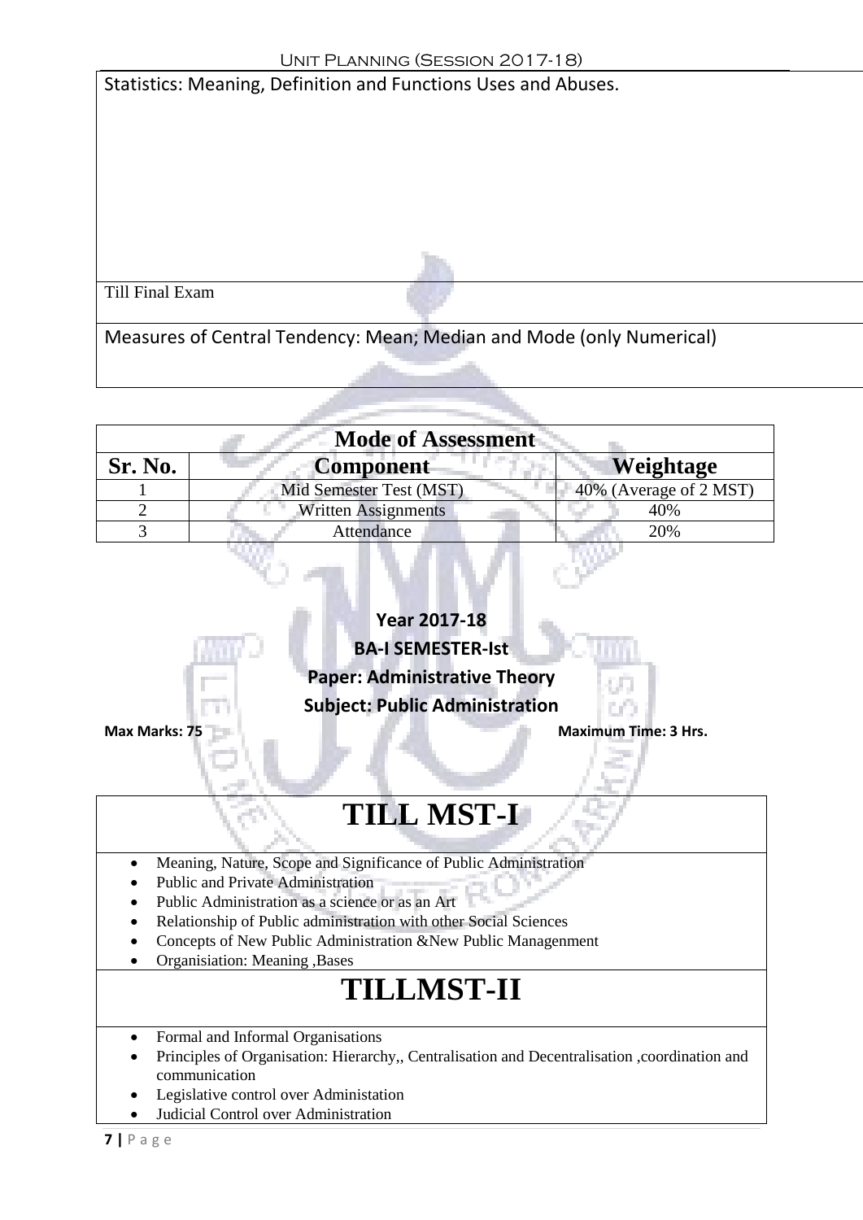Statistics: Meaning, Definition and Functions Uses and Abuses.

Till Final Exam

Measures of Central Tendency: Mean; Median and Mode (only Numerical)

| Mode of Assessment | | |
|---|---|---|
| **Sr. No.** | **Component** | **Weightage** |
| 1 | Mid Semester Test (MST) | 40% (Average of 2 MST) |
| 2 | Written Assignments | 40% |
| 3 | Attendance | 20% |

**Year 2017-18**

**BA-I SEMESTER-Ist**

**Paper: Administrative Theory**

**Subject: Public Administration**

**Max Marks: 75** **Maximum Time: 3 Hrs.**

# TILL MST-I

- Meaning, Nature, Scope and Significance of Public Administration
- Public and Private Administration
- Public Administration as a science or as an Art
- Relationship of Public administration with other Social Sciences
- Concepts of New Public Administration &New Public Managenment
- Organisiation: Meaning ,Bases

# TILLMST-II

- Formal and Informal Organisations
- Principles of Organisation: Hierarchy,, Centralisation and Decentralisation ,coordination and communication
- Legislative control over Administation
- Judicial Control over Administration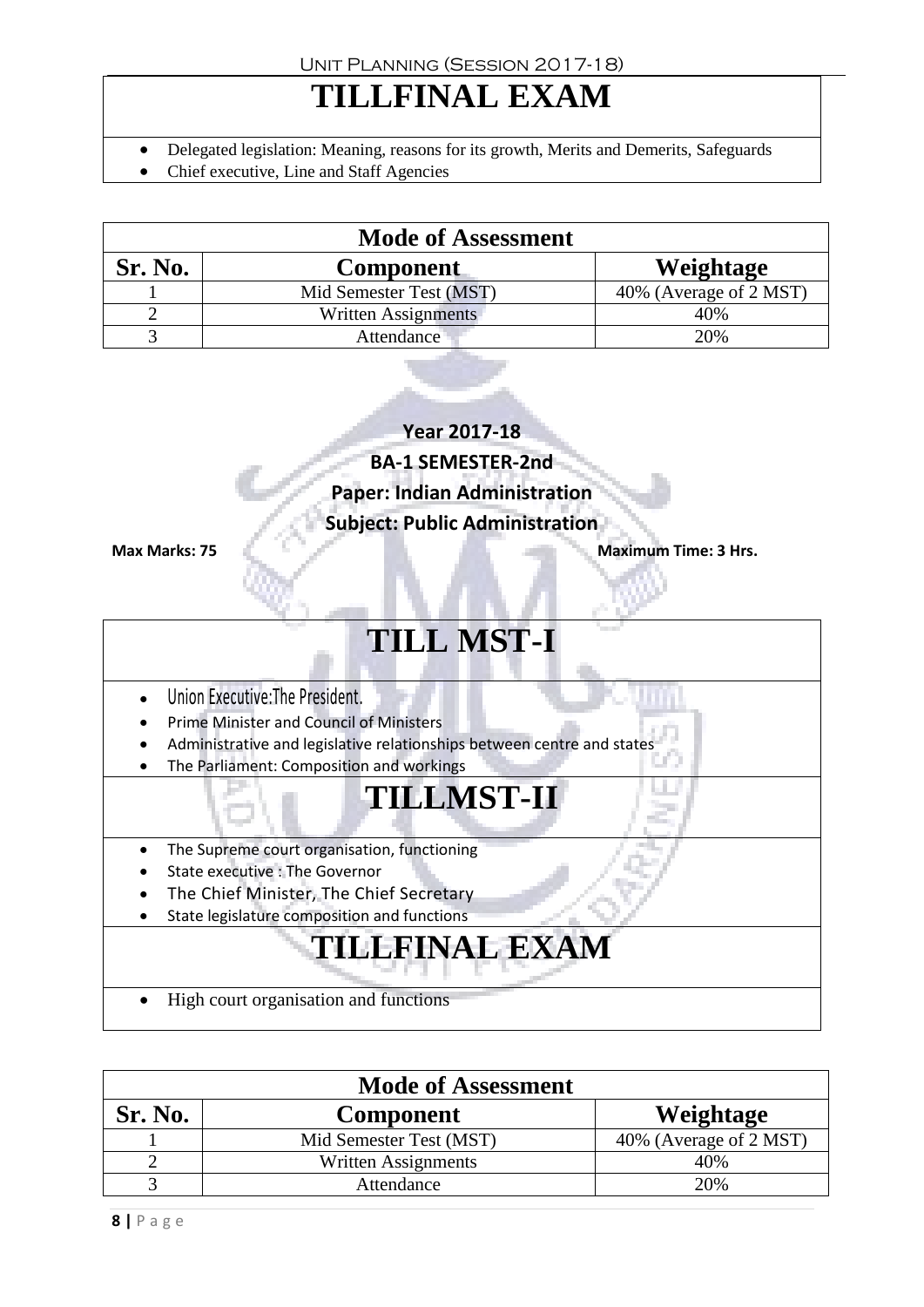# TILLFINAL EXAM

- Delegated legislation: Meaning, reasons for its growth, Merits and Demerits, Safeguards
- Chief executive, Line and Staff Agencies

| Mode of Assessment | | |
|---|---|---|
| **Sr. No.** | **Component** | **Weightage** |
| 1 | Mid Semester Test (MST) | 40% (Average of 2 MST) |
| 2 | Written Assignments | 40% |
| 3 | Attendance | 20% |

**Year 2017-18**

**BA-1 SEMESTER-2nd**

**Paper: Indian Administration**

**Subject: Public Administration**

**Max Marks: 75** **Maximum Time: 3 Hrs.**

# TILL MST-I

- Union Executive:The President.
- Prime Minister and Council of Ministers
- Administrative and legislative relationships between centre and states
- The Parliament: Composition and workings

# TILLMST-II

- The Supreme court organisation, functioning
- State executive : The Governor
- The Chief Minister, The Chief Secretary
- State legislature composition and functions

# TILLFINAL EXAM

- High court organisation and functions

| Mode of Assessment | | |
|---|---|---|
| **Sr. No.** | **Component** | **Weightage** |
| 1 | Mid Semester Test (MST) | 40% (Average of 2 MST) |
| 2 | Written Assignments | 40% |
| 3 | Attendance | 20% |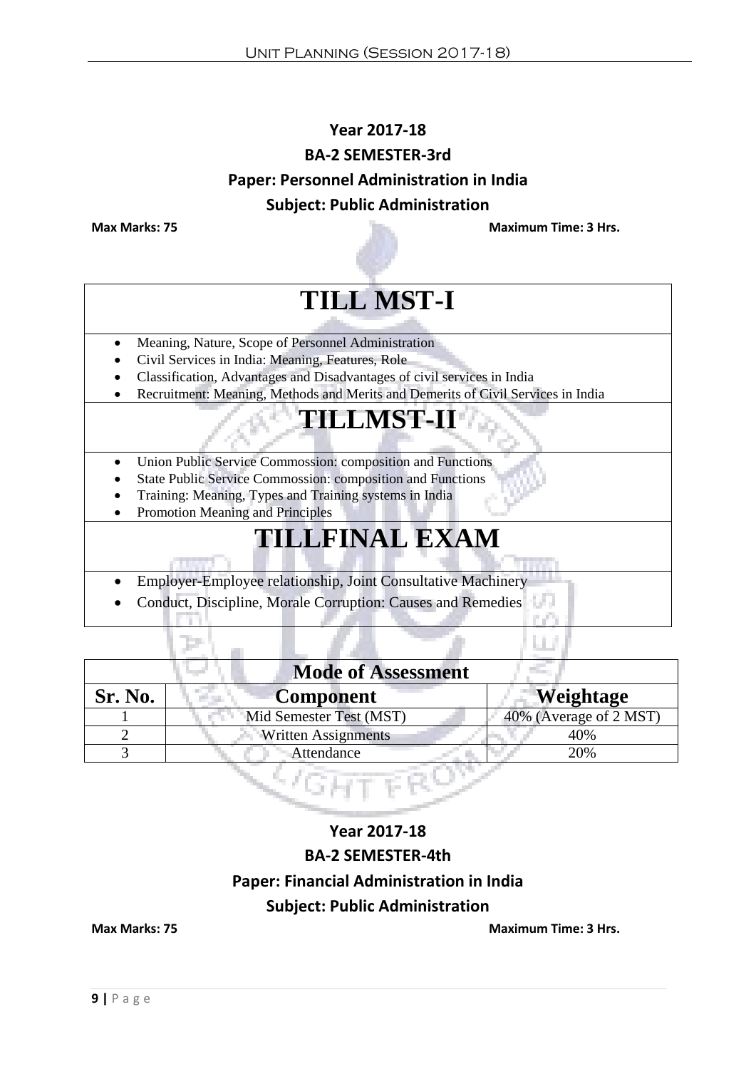**Year 2017-18**

**BA-2 SEMESTER-3rd**

**Paper: Personnel Administration in India**

**Subject: Public Administration**

**Max Marks: 75** **Maximum Time: 3 Hrs.**

# TILL MST-I

- Meaning, Nature, Scope of Personnel Administration
- Civil Services in India: Meaning, Features, Role
- Classification, Advantages and Disadvantages of civil services in India
- Recruitment: Meaning, Methods and Merits and Demerits of Civil Services in India

# TILLMST-II

- Union Public Service Commossion: composition and Functions
- State Public Service Commossion: composition and Functions
- Training: Meaning, Types and Training systems in India
- Promotion Meaning and Principles

# TILLFINAL EXAM

- Employer-Employee relationship, Joint Consultative Machinery
- Conduct, Discipline, Morale Corruption: Causes and Remedies

| Mode of Assessment | | |
|---|---|---|
| **Sr. No.** | **Component** | **Weightage** |
| 1 | Mid Semester Test (MST) | 40% (Average of 2 MST) |
| 2 | Written Assignments | 40% |
| 3 | Attendance | 20% |

**Year 2017-18**

**BA-2 SEMESTER-4th**

**Paper: Financial Administration in India**

**Subject: Public Administration**

**Max Marks: 75** **Maximum Time: 3 Hrs.**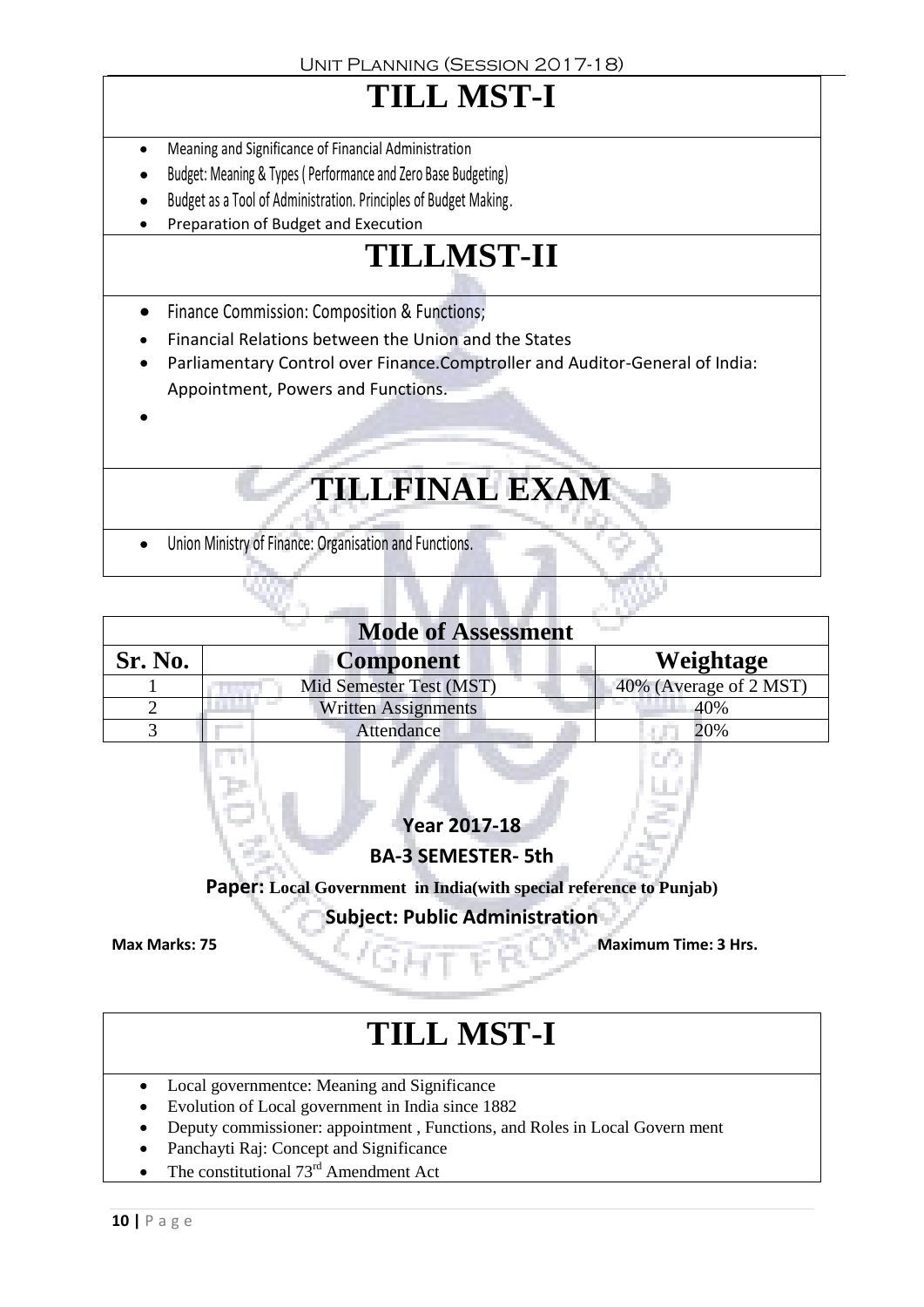# TILL MST-I

- Meaning and Significance of Financial Administration
- Budget: Meaning & Types ( Performance and Zero Base Budgeting)
- Budget as a Tool of Administration. Principles of Budget Making.
- Preparation of Budget and Execution

# TILLMST-II

- Finance Commission: Composition & Functions;
- Financial Relations between the Union and the States
- Parliamentary Control over Finance.Comptroller and Auditor-General of India: Appointment, Powers and Functions.
-

# TILLFINAL EXAM

- Union Ministry of Finance: Organisation and Functions.

| Mode of Assessment | | |
|---|---|---|
| **Sr. No.** | **Component** | **Weightage** |
| 1 | Mid Semester Test (MST) | 40% (Average of 2 MST) |
| 2 | Written Assignments | 40% |
| 3 | Attendance | 20% |

**Year 2017-18**

**BA-3 SEMESTER- 5th**

**Paper: Local Government in India(with special reference to Punjab)**

**Subject: Public Administration**

**Max Marks: 75** **Maximum Time: 3 Hrs.**

# TILL MST-I

- Local governmentce: Meaning and Significance
- Evolution of Local government in India since 1882
- Deputy commissioner: appointment , Functions, and Roles in Local Govern ment
- Panchayti Raj: Concept and Significance
- The constitutional 73rd Amendment Act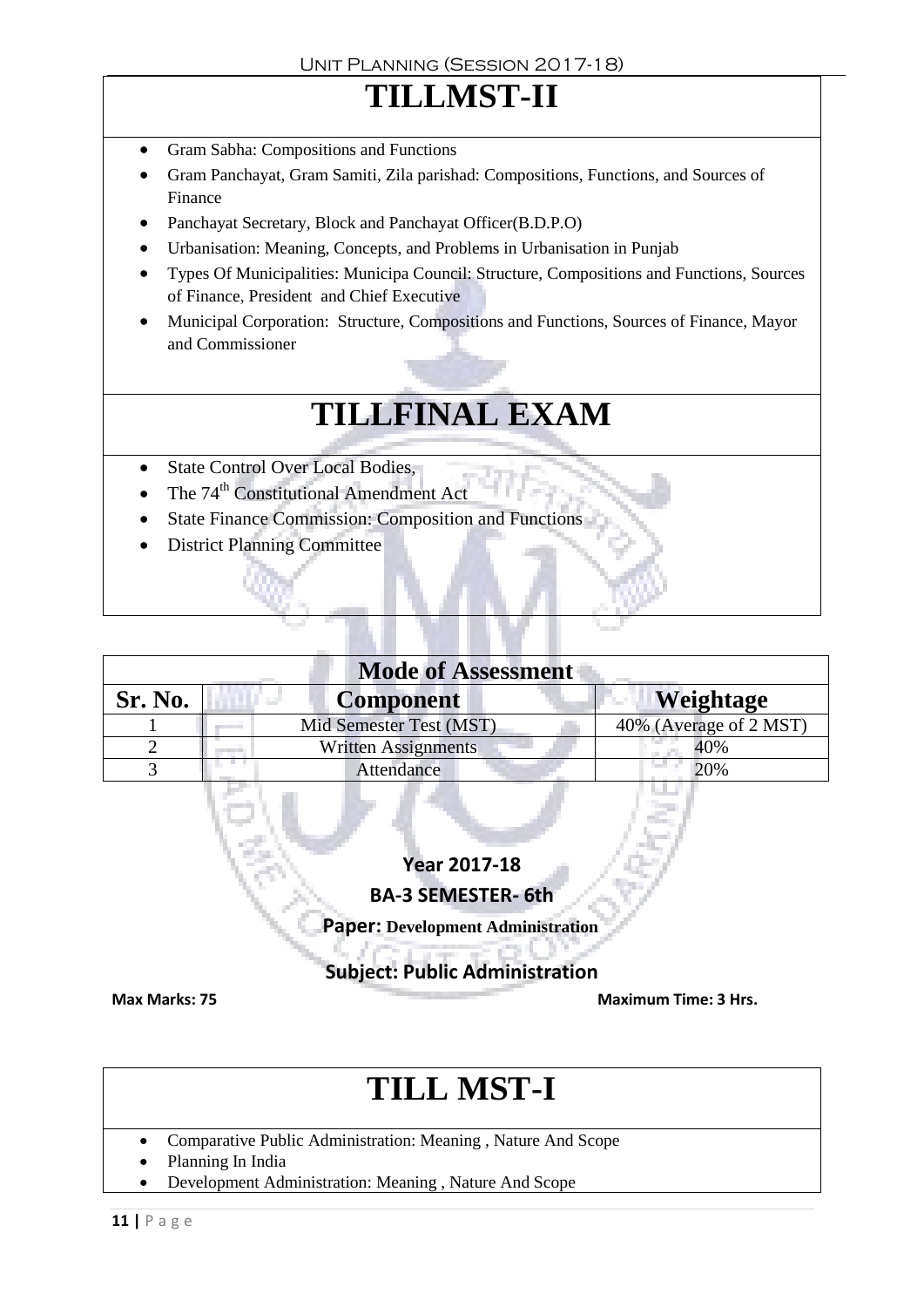# TILLMST-II

- Gram Sabha: Compositions and Functions
- Gram Panchayat, Gram Samiti, Zila parishad: Compositions, Functions, and Sources of Finance
- Panchayat Secretary, Block and Panchayat Officer(B.D.P.O)
- Urbanisation: Meaning, Concepts, and Problems in Urbanisation in Punjab
- Types Of Municipalities: Municipa Council: Structure, Compositions and Functions, Sources of Finance, President and Chief Executive
- Municipal Corporation: Structure, Compositions and Functions, Sources of Finance, Mayor and Commissioner

# TILLFINAL EXAM

- State Control Over Local Bodies,
- The 74th Constitutional Amendment Act
- State Finance Commission: Composition and Functions
- District Planning Committee

| Mode of Assessment | | |
|---|---|---|
| **Sr. No.** | **Component** | **Weightage** |
| 1 | Mid Semester Test (MST) | 40% (Average of 2 MST) |
| 2 | Written Assignments | 40% |
| 3 | Attendance | 20% |

**Year 2017-18**

**BA-3 SEMESTER- 6th**

**Paper: Development Administration**

**Subject: Public Administration**

**Max Marks: 75** **Maximum Time: 3 Hrs.**

# TILL MST-I

- Comparative Public Administration: Meaning , Nature And Scope
- Planning In India
- Development Administration: Meaning , Nature And Scope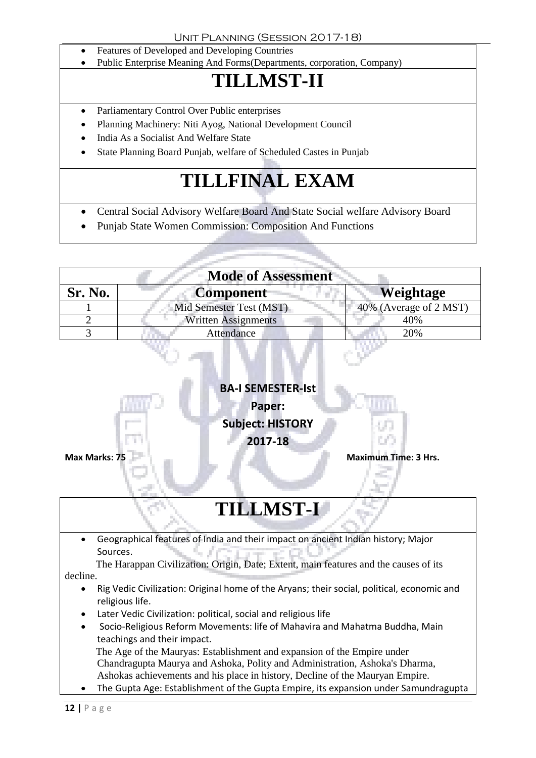- Features of Developed and Developing Countries
- Public Enterprise Meaning And Forms(Departments, corporation, Company)

# TILLMST-II

- Parliamentary Control Over Public enterprises
- Planning Machinery: Niti Ayog, National Development Council
- India As a Socialist And Welfare State
- State Planning Board Punjab, welfare of Scheduled Castes in Punjab

# TILLFINAL EXAM

- Central Social Advisory Welfare Board And State Social welfare Advisory Board
- Punjab State Women Commission: Composition And Functions

| Mode of Assessment | | |
|---|---|---|
| **Sr. No.** | **Component** | **Weightage** |
| 1 | Mid Semester Test (MST) | 40% (Average of 2 MST) |
| 2 | Written Assignments | 40% |
| 3 | Attendance | 20% |

**BA-I SEMESTER-Ist**

**Paper:**

**Subject: HISTORY**

**2017-18**

**Max Marks: 75** **Maximum Time: 3 Hrs.**

# TILLMST-I

- Geographical features of India and their impact on ancient Indian history; Major Sources.

  The Harappan Civilization: Origin, Date; Extent, main features and the causes of its decline.
- Rig Vedic Civilization: Original home of the Aryans; their social, political, economic and religious life.
- Later Vedic Civilization: political, social and religious life
- Socio-Religious Reform Movements: life of Mahavira and Mahatma Buddha, Main teachings and their impact.

  The Age of the Mauryas: Establishment and expansion of the Empire under Chandragupta Maurya and Ashoka, Polity and Administration, Ashoka's Dharma, Ashokas achievements and his place in history, Decline of the Mauryan Empire.
- The Gupta Age: Establishment of the Gupta Empire, its expansion under Samundragupta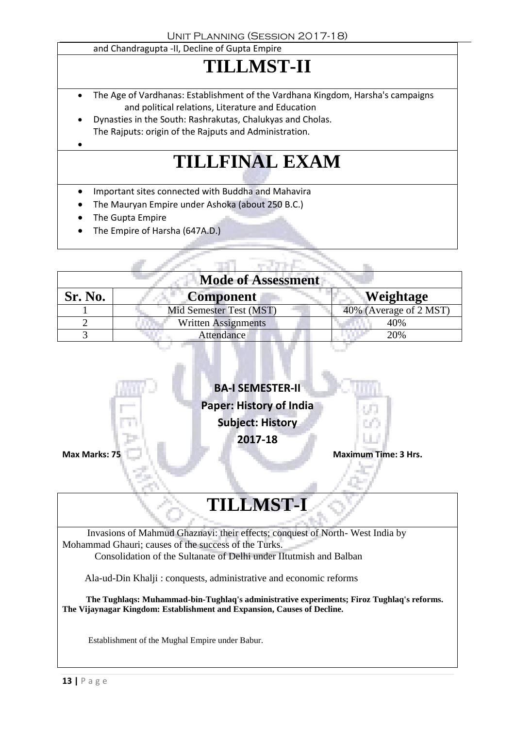and Chandragupta -II, Decline of Gupta Empire

# TILLMST-II

- The Age of Vardhanas: Establishment of the Vardhana Kingdom, Harsha's campaigns and political relations, Literature and Education
- Dynasties in the South: Rashrakutas, Chalukyas and Cholas. The Rajputs: origin of the Rajputs and Administration.
- 

# TILLFINAL EXAM

- Important sites connected with Buddha and Mahavira
- The Mauryan Empire under Ashoka (about 250 B.C.)
- The Gupta Empire
- The Empire of Harsha (647A.D.)

| Mode of Assessment | | |
|---|---|---|
| **Sr. No.** | **Component** | **Weightage** |
| 1 | Mid Semester Test (MST) | 40% (Average of 2 MST) |
| 2 | Written Assignments | 40% |
| 3 | Attendance | 20% |

**BA-I SEMESTER-II**

**Paper: History of India**

**Subject: History**

**2017-18**

**Max Marks: 75** **Maximum Time: 3 Hrs.**

# TILLMST-I

Invasions of Mahmud Ghaznavi: their effects; conquest of North- West India by Mohammad Ghauri; causes of the success of the Turks.

Consolidation of the Sultanate of Delhi under IItutmish and Balban

Ala-ud-Din Khalji : conquests, administrative and economic reforms

**The Tughlaqs: Muhammad-bin-Tughlaq's administrative experiments; Firoz Tughlaq's reforms. The Vijaynagar Kingdom: Establishment and Expansion, Causes of Decline.**

Establishment of the Mughal Empire under Babur.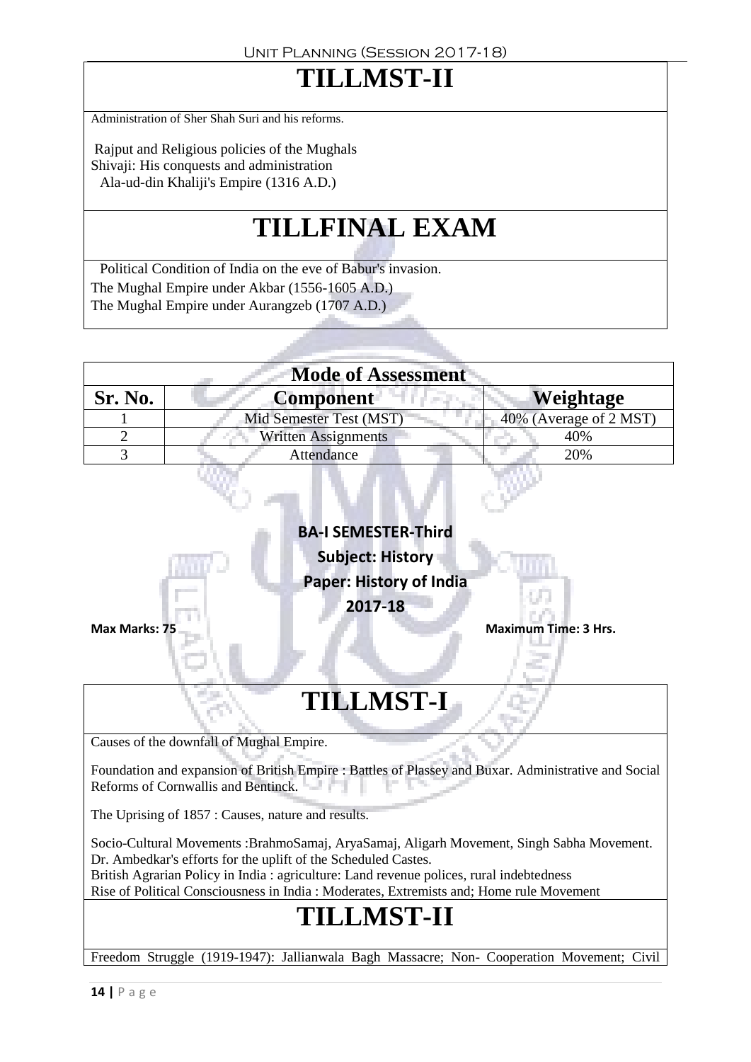# TILLMST-II

Administration of Sher Shah Suri and his reforms.

Rajput and Religious policies of the Mughals
Shivaji: His conquests and administration
Ala-ud-din Khaliji's Empire (1316 A.D.)

# TILLFINAL EXAM

Political Condition of India on the eve of Babur's invasion.
The Mughal Empire under Akbar (1556-1605 A.D.)
The Mughal Empire under Aurangzeb (1707 A.D.)

| Mode of Assessment | | |
|---|---|---|
| **Sr. No.** | **Component** | **Weightage** |
| 1 | Mid Semester Test (MST) | 40% (Average of 2 MST) |
| 2 | Written Assignments | 40% |
| 3 | Attendance | 20% |

**BA-I SEMESTER-Third**

**Subject: History**

**Paper: History of India**

**2017-18**

**Max Marks: 75** **Maximum Time: 3 Hrs.**

# TILLMST-I

Causes of the downfall of Mughal Empire.

Foundation and expansion of British Empire : Battles of Plassey and Buxar. Administrative and Social Reforms of Cornwallis and Bentinck.

The Uprising of 1857 : Causes, nature and results.

Socio-Cultural Movements :BrahmoSamaj, AryaSamaj, Aligarh Movement, Singh Sabha Movement.
Dr. Ambedkar's efforts for the uplift of the Scheduled Castes.
British Agrarian Policy in India : agriculture: Land revenue polices, rural indebtedness
Rise of Political Consciousness in India : Moderates, Extremists and; Home rule Movement

# TILLMST-II

Freedom Struggle (1919-1947): Jallianwala Bagh Massacre; Non- Cooperation Movement; Civil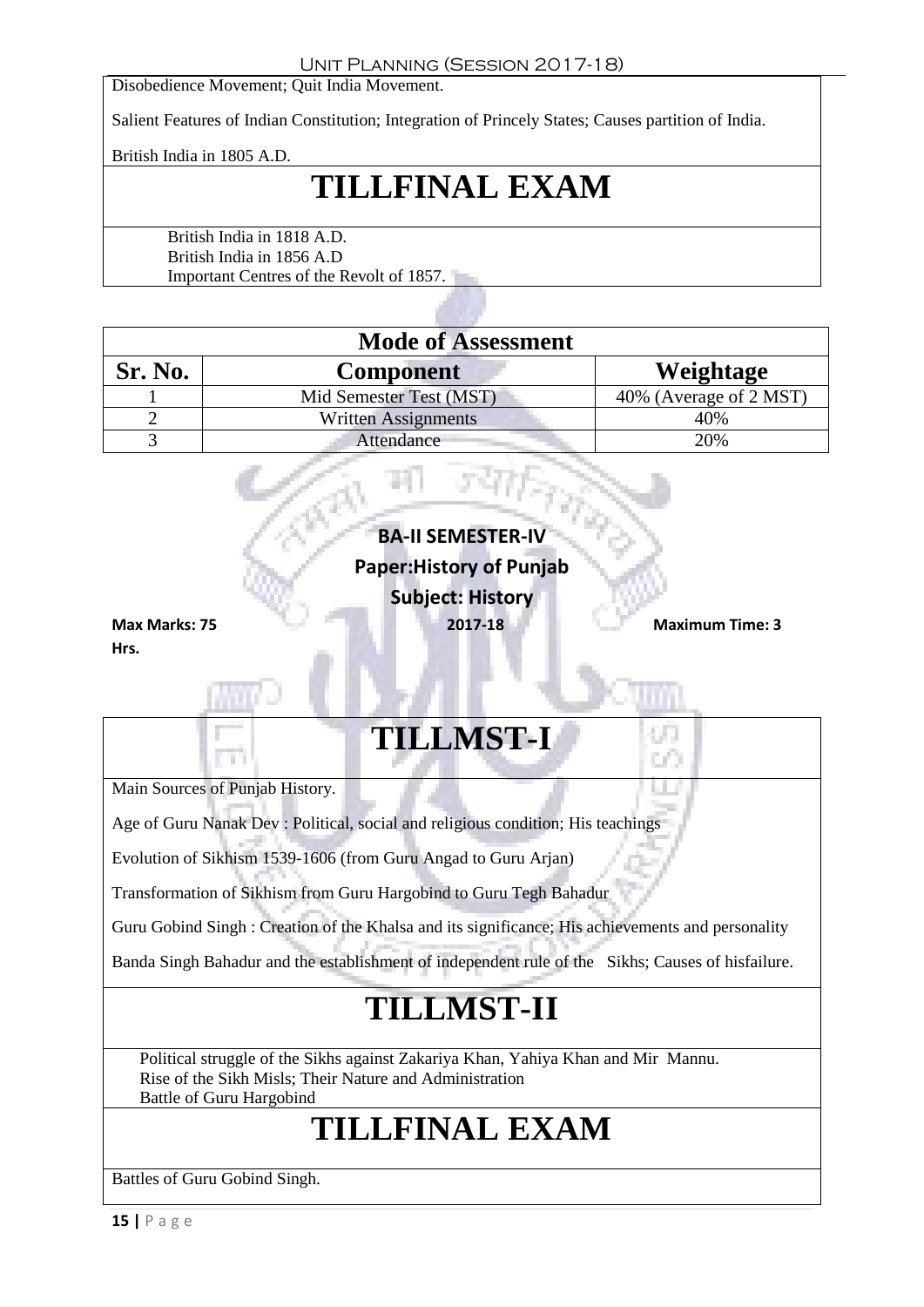Disobedience Movement; Quit India Movement.

Salient Features of Indian Constitution; Integration of Princely States; Causes partition of India.

British India in 1805 A.D.

# TILLFINAL EXAM

British India in 1818 A.D.
British India in 1856 A.D
Important Centres of the Revolt of 1857.

| Mode of Assessment | | |
|---|---|---|
| **Sr. No.** | **Component** | **Weightage** |
| 1 | Mid Semester Test (MST) | 40% (Average of 2 MST) |
| 2 | Written Assignments | 40% |
| 3 | Attendance | 20% |

**BA-II SEMESTER-IV**

**Paper:History of Punjab**

**Subject: History**

**Max Marks: 75** **2017-18** **Maximum Time: 3 Hrs.**

# TILLMST-I

Main Sources of Punjab History.

Age of Guru Nanak Dev : Political, social and religious condition; His teachings

Evolution of Sikhism 1539-1606 (from Guru Angad to Guru Arjan)

Transformation of Sikhism from Guru Hargobind to Guru Tegh Bahadur

Guru Gobind Singh : Creation of the Khalsa and its significance; His achievements and personality

Banda Singh Bahadur and the establishment of independent rule of the Sikhs; Causes of hisfailure.

# TILLMST-II

Political struggle of the Sikhs against Zakariya Khan, Yahiya Khan and Mir Mannu.
Rise of the Sikh Misls; Their Nature and Administration
Battle of Guru Hargobind

# TILLFINAL EXAM

Battles of Guru Gobind Singh.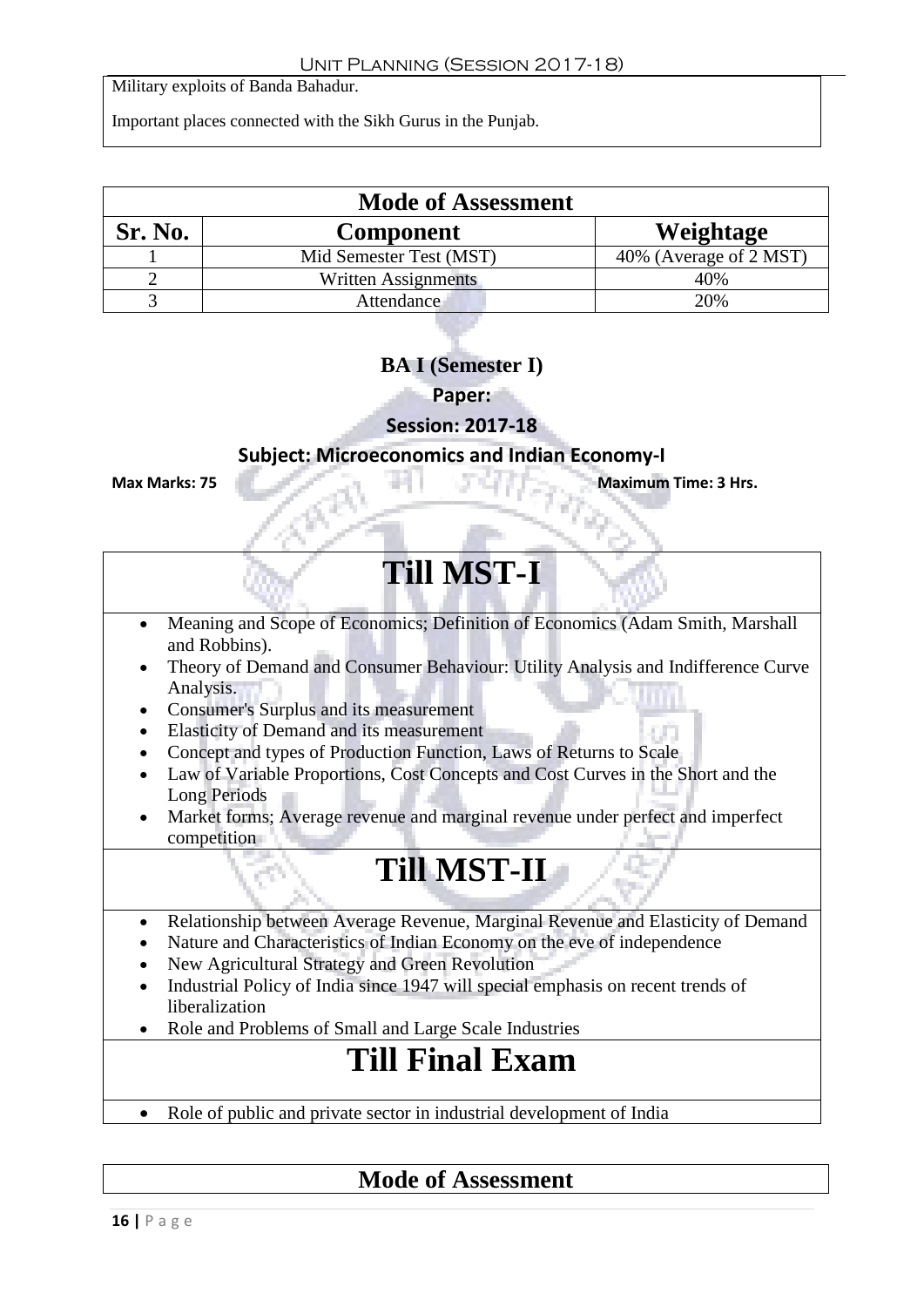Military exploits of Banda Bahadur.

Important places connected with the Sikh Gurus in the Punjab.

| Mode of Assessment | | |
|---|---|---|
| **Sr. No.** | **Component** | **Weightage** |
| 1 | Mid Semester Test (MST) | 40% (Average of 2 MST) |
| 2 | Written Assignments | 40% |
| 3 | Attendance | 20% |

**BA I (Semester I)**

**Paper:**

**Session: 2017-18**

**Subject: Microeconomics and Indian Economy-I**

**Max Marks: 75** **Maximum Time: 3 Hrs.**

# Till MST-I

- Meaning and Scope of Economics; Definition of Economics (Adam Smith, Marshall and Robbins).
- Theory of Demand and Consumer Behaviour: Utility Analysis and Indifference Curve Analysis.
- Consumer's Surplus and its measurement
- Elasticity of Demand and its measurement
- Concept and types of Production Function, Laws of Returns to Scale
- Law of Variable Proportions, Cost Concepts and Cost Curves in the Short and the Long Periods
- Market forms; Average revenue and marginal revenue under perfect and imperfect competition

# Till MST-II

- Relationship between Average Revenue, Marginal Revenue and Elasticity of Demand
- Nature and Characteristics of Indian Economy on the eve of independence
- New Agricultural Strategy and Green Revolution
- Industrial Policy of India since 1947 will special emphasis on recent trends of liberalization
- Role and Problems of Small and Large Scale Industries

# Till Final Exam

- Role of public and private sector in industrial development of India

## Mode of Assessment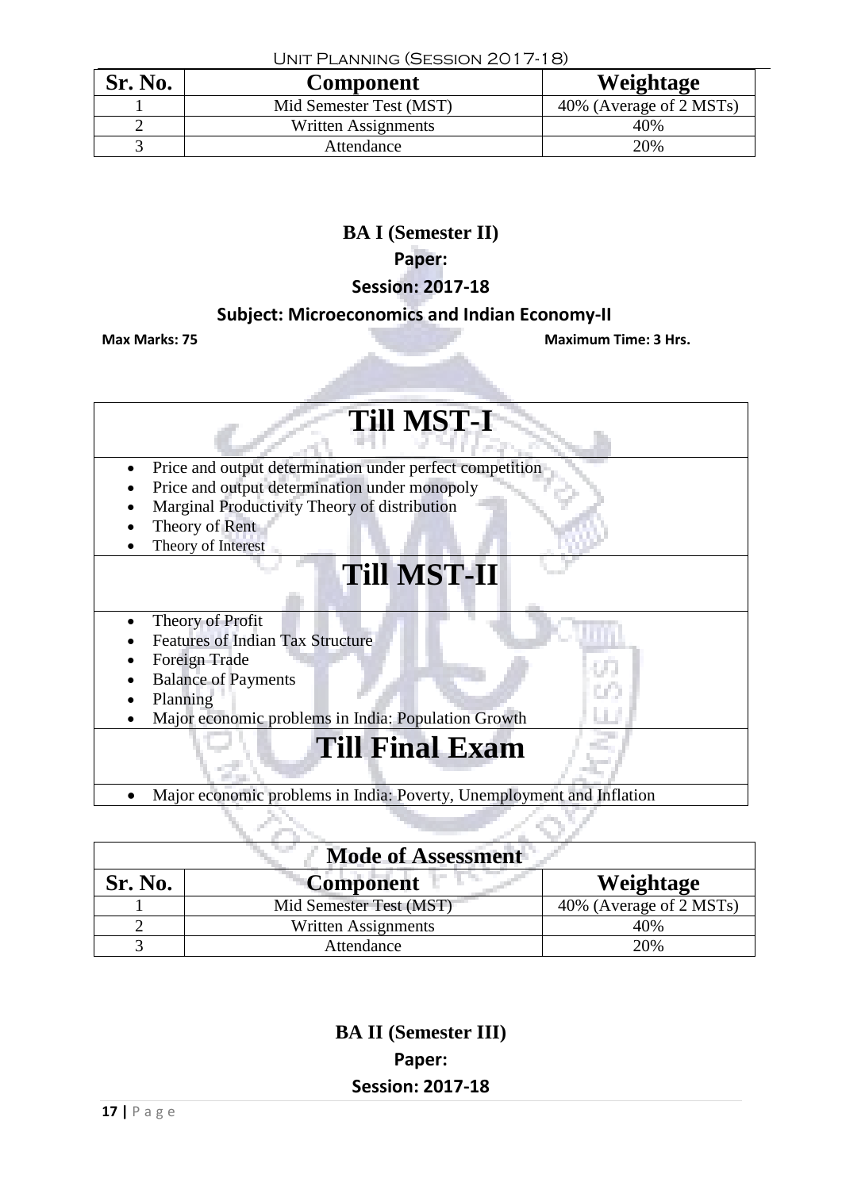| Sr. No. | Component | Weightage |
|---|---|---|
| 1 | Mid Semester Test (MST) | 40% (Average of 2 MSTs) |
| 2 | Written Assignments | 40% |
| 3 | Attendance | 20% |

**BA I (Semester II)**

**Paper:**

**Session: 2017-18**

**Subject: Microeconomics and Indian Economy-II**

**Max Marks: 75** **Maximum Time: 3 Hrs.**

# Till MST-I

- Price and output determination under perfect competition
- Price and output determination under monopoly
- Marginal Productivity Theory of distribution
- Theory of Rent
- Theory of Interest

# Till MST-II

- Theory of Profit
- Features of Indian Tax Structure
- Foreign Trade
- Balance of Payments
- Planning
- Major economic problems in India: Population Growth

# Till Final Exam

- Major economic problems in India: Poverty, Unemployment and Inflation

**Mode of Assessment**

| Sr. No. | Component | Weightage |
|---|---|---|
| 1 | Mid Semester Test (MST) | 40% (Average of 2 MSTs) |
| 2 | Written Assignments | 40% |
| 3 | Attendance | 20% |

**BA II (Semester III)**

**Paper:**

**Session: 2017-18**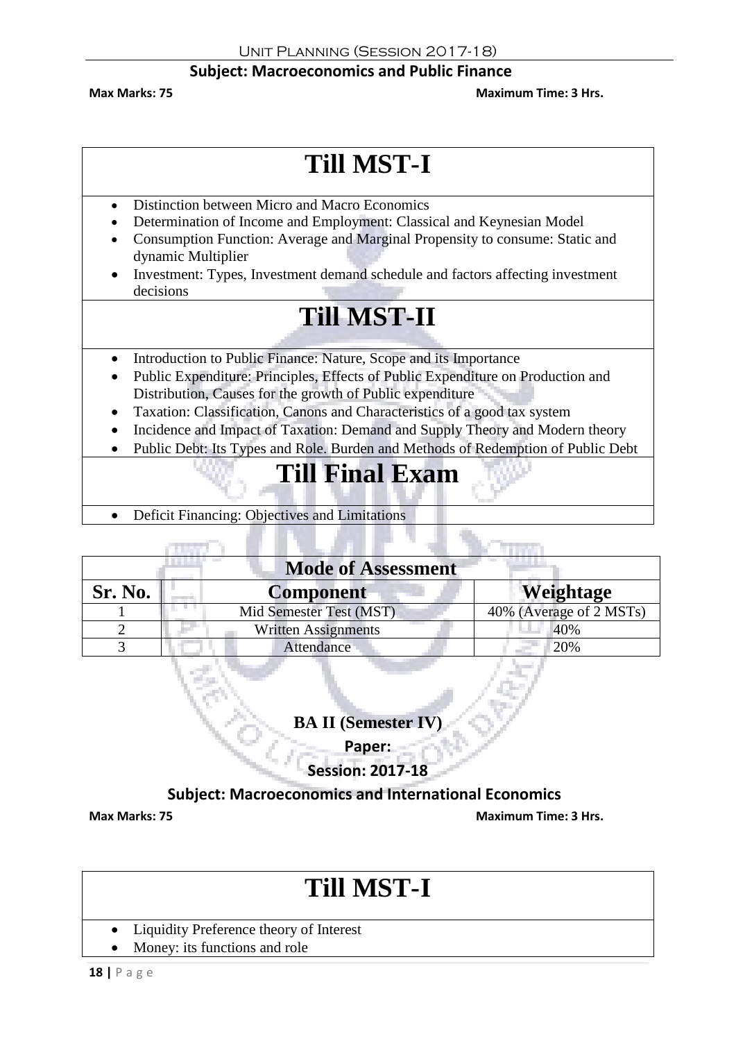**Subject: Macroeconomics and Public Finance**

**Max Marks: 75** **Maximum Time: 3 Hrs.**

# Till MST-I

- Distinction between Micro and Macro Economics
- Determination of Income and Employment: Classical and Keynesian Model
- Consumption Function: Average and Marginal Propensity to consume: Static and dynamic Multiplier
- Investment: Types, Investment demand schedule and factors affecting investment decisions

# Till MST-II

- Introduction to Public Finance: Nature, Scope and its Importance
- Public Expenditure: Principles, Effects of Public Expenditure on Production and Distribution, Causes for the growth of Public expenditure
- Taxation: Classification, Canons and Characteristics of a good tax system
- Incidence and Impact of Taxation: Demand and Supply Theory and Modern theory
- Public Debt: Its Types and Role. Burden and Methods of Redemption of Public Debt

# Till Final Exam

- Deficit Financing: Objectives and Limitations

| Mode of Assessment | | |
|---|---|---|
| **Sr. No.** | **Component** | **Weightage** |
| 1 | Mid Semester Test (MST) | 40% (Average of 2 MSTs) |
| 2 | Written Assignments | 40% |
| 3 | Attendance | 20% |

**BA II (Semester IV)**

**Paper:**

**Session: 2017-18**

**Subject: Macroeconomics and International Economics**

**Max Marks: 75** **Maximum Time: 3 Hrs.**

# Till MST-I

- Liquidity Preference theory of Interest
- Money: its functions and role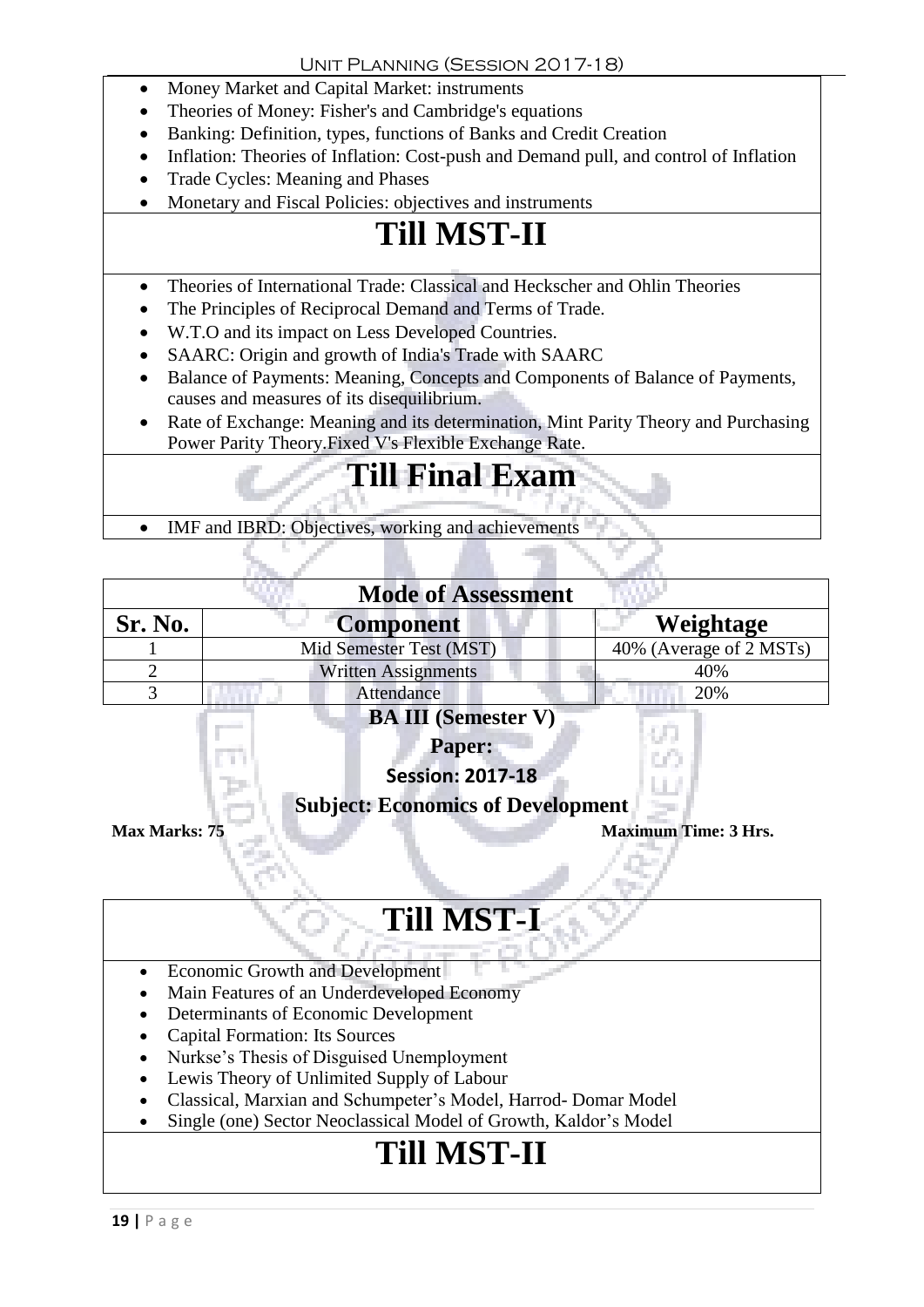- Money Market and Capital Market: instruments
- Theories of Money: Fisher's and Cambridge's equations
- Banking: Definition, types, functions of Banks and Credit Creation
- Inflation: Theories of Inflation: Cost-push and Demand pull, and control of Inflation
- Trade Cycles: Meaning and Phases
- Monetary and Fiscal Policies: objectives and instruments

# Till MST-II

- Theories of International Trade: Classical and Heckscher and Ohlin Theories
- The Principles of Reciprocal Demand and Terms of Trade.
- W.T.O and its impact on Less Developed Countries.
- SAARC: Origin and growth of India's Trade with SAARC
- Balance of Payments: Meaning, Concepts and Components of Balance of Payments, causes and measures of its disequilibrium.
- Rate of Exchange: Meaning and its determination, Mint Parity Theory and Purchasing Power Parity Theory.Fixed V's Flexible Exchange Rate.

# Till Final Exam

- IMF and IBRD: Objectives, working and achievements

| Mode of Assessment | | |
|---|---|---|
| **Sr. No.** | **Component** | **Weightage** |
| 1 | Mid Semester Test (MST) | 40% (Average of 2 MSTs) |
| 2 | Written Assignments | 40% |
| 3 | Attendance | 20% |

**BA III (Semester V)**

**Paper:**

**Session: 2017-18**

**Subject: Economics of Development**

**Max Marks: 75** **Maximum Time: 3 Hrs.**

# Till MST-I

- Economic Growth and Development
- Main Features of an Underdeveloped Economy
- Determinants of Economic Development
- Capital Formation: Its Sources
- Nurkse's Thesis of Disguised Unemployment
- Lewis Theory of Unlimited Supply of Labour
- Classical, Marxian and Schumpeter's Model, Harrod- Domar Model
- Single (one) Sector Neoclassical Model of Growth, Kaldor's Model

# Till MST-II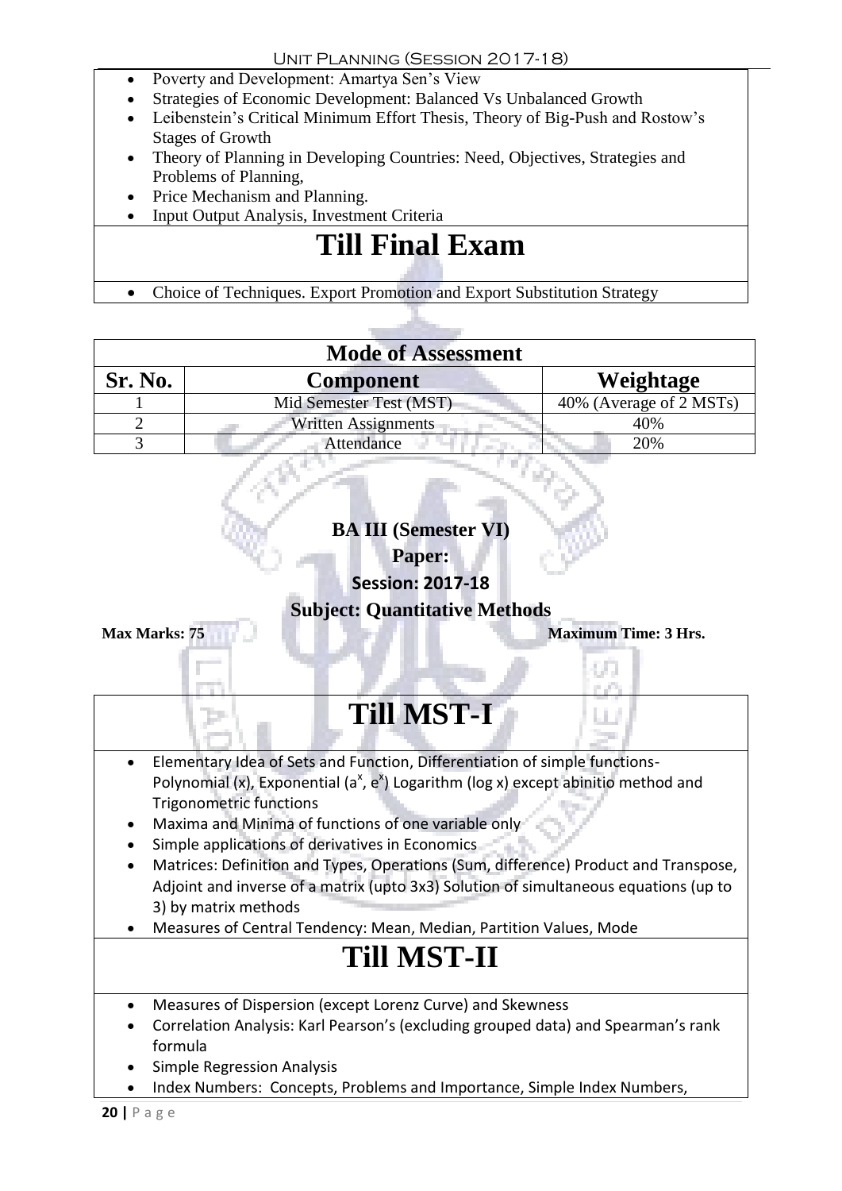- Poverty and Development: Amartya Sen's View
- Strategies of Economic Development: Balanced Vs Unbalanced Growth
- Leibenstein's Critical Minimum Effort Thesis, Theory of Big-Push and Rostow's Stages of Growth
- Theory of Planning in Developing Countries: Need, Objectives, Strategies and Problems of Planning,
- Price Mechanism and Planning.
- Input Output Analysis, Investment Criteria

# Till Final Exam

- Choice of Techniques. Export Promotion and Export Substitution Strategy

| Mode of Assessment | | |
|---|---|---|
| **Sr. No.** | **Component** | **Weightage** |
| 1 | Mid Semester Test (MST) | 40% (Average of 2 MSTs) |
| 2 | Written Assignments | 40% |
| 3 | Attendance | 20% |

**BA III (Semester VI)**

**Paper:**

**Session: 2017-18**

**Subject: Quantitative Methods**

**Max Marks: 75** **Maximum Time: 3 Hrs.**

# Till MST-I

- Elementary Idea of Sets and Function, Differentiation of simple functions-Polynomial (x), Exponential ($a^x$, $e^x$) Logarithm (log x) except abinitio method and Trigonometric functions
- Maxima and Minima of functions of one variable only
- Simple applications of derivatives in Economics
- Matrices: Definition and Types, Operations (Sum, difference) Product and Transpose, Adjoint and inverse of a matrix (upto 3x3) Solution of simultaneous equations (up to 3) by matrix methods
- Measures of Central Tendency: Mean, Median, Partition Values, Mode

# Till MST-II

- Measures of Dispersion (except Lorenz Curve) and Skewness
- Correlation Analysis: Karl Pearson's (excluding grouped data) and Spearman's rank formula
- Simple Regression Analysis
- Index Numbers: Concepts, Problems and Importance, Simple Index Numbers,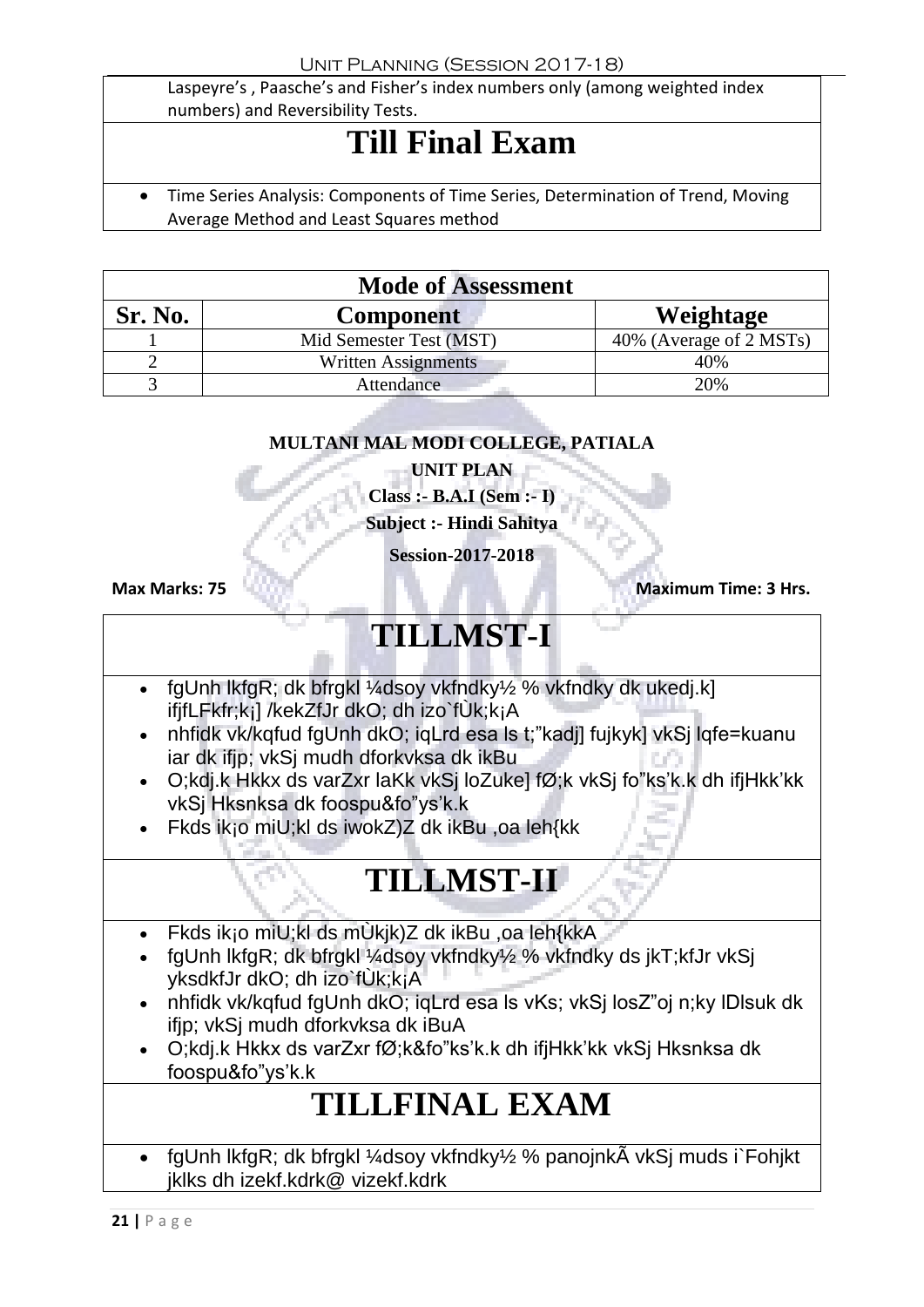Laspeyre's , Paasche's and Fisher's index numbers only (among weighted index numbers) and Reversibility Tests.

# Till Final Exam

- Time Series Analysis: Components of Time Series, Determination of Trend, Moving Average Method and Least Squares method

| Mode of Assessment | | |
|---|---|---|
| **Sr. No.** | **Component** | **Weightage** |
| 1 | Mid Semester Test (MST) | 40% (Average of 2 MSTs) |
| 2 | Written Assignments | 40% |
| 3 | Attendance | 20% |

**MULTANI MAL MODI COLLEGE, PATIALA**

**UNIT PLAN**

**Class :- B.A.I (Sem :- I)**

**Subject :- Hindi Sahitya**

**Session-2017-2018**

**Max Marks: 75** **Maximum Time: 3 Hrs.**

# TILLMST-I

- fgUnh lkfgR; dk bfrgkl ¼dsoy vkfndky½ % vkfndky dk ukedj.k] ifjfLFkfr;k¡] /kekZfJr dkO; dh izo`fÙk;k¡A
- nhfidk vk/kqfud fgUnh dkO; iqLrd esa ls t;"kadj] fujkyk] vkSj lqfe=kuanu iar dk ifjp; vkSj mudh dforkvksa dk ikBu
- O;kdj.k Hkkx ds varZxr laKk vkSj loZuke] fØ;k vkSj fo"ks'k.k dh ifjHkk'kk vkSj Hksnksa dk foospu&fo"ys'k.k
- Fkds ik¡o miU;kl ds iwokZ)Z dk ikBu ,oa leh{kk

# TILLMST-II

- Fkds ik¡o miU;kl ds mÙkjk)Z dk ikBu ,oa leh{kkA
- fgUnh lkfgR; dk bfrgkl ¼dsoy vkfndky½ % vkfndky ds jkT;kfJr vkSj yksdkfJr dkO; dh izo`fÙk;k¡A
- nhfidk vk/kqfud fgUnh dkO; iqLrd esa ls vKs; vkSj losZ"oj n;ky lDlsuk dk ifjp; vkSj mudh dforkvksa dk iBuA
- O;kdj.k Hkkx ds varZxr fØ;k&fo"ks'k.k dh ifjHkk'kk vkSj Hksnksa dk foospu&fo"ys'k.k

# TILLFINAL EXAM

- fgUnh lkfgR; dk bfrgkl ¼dsoy vkfndky½ % panojnkÃ vkSj muds i`Fohjkt jklks dh izekf.kdrk@ vizekf.kdrk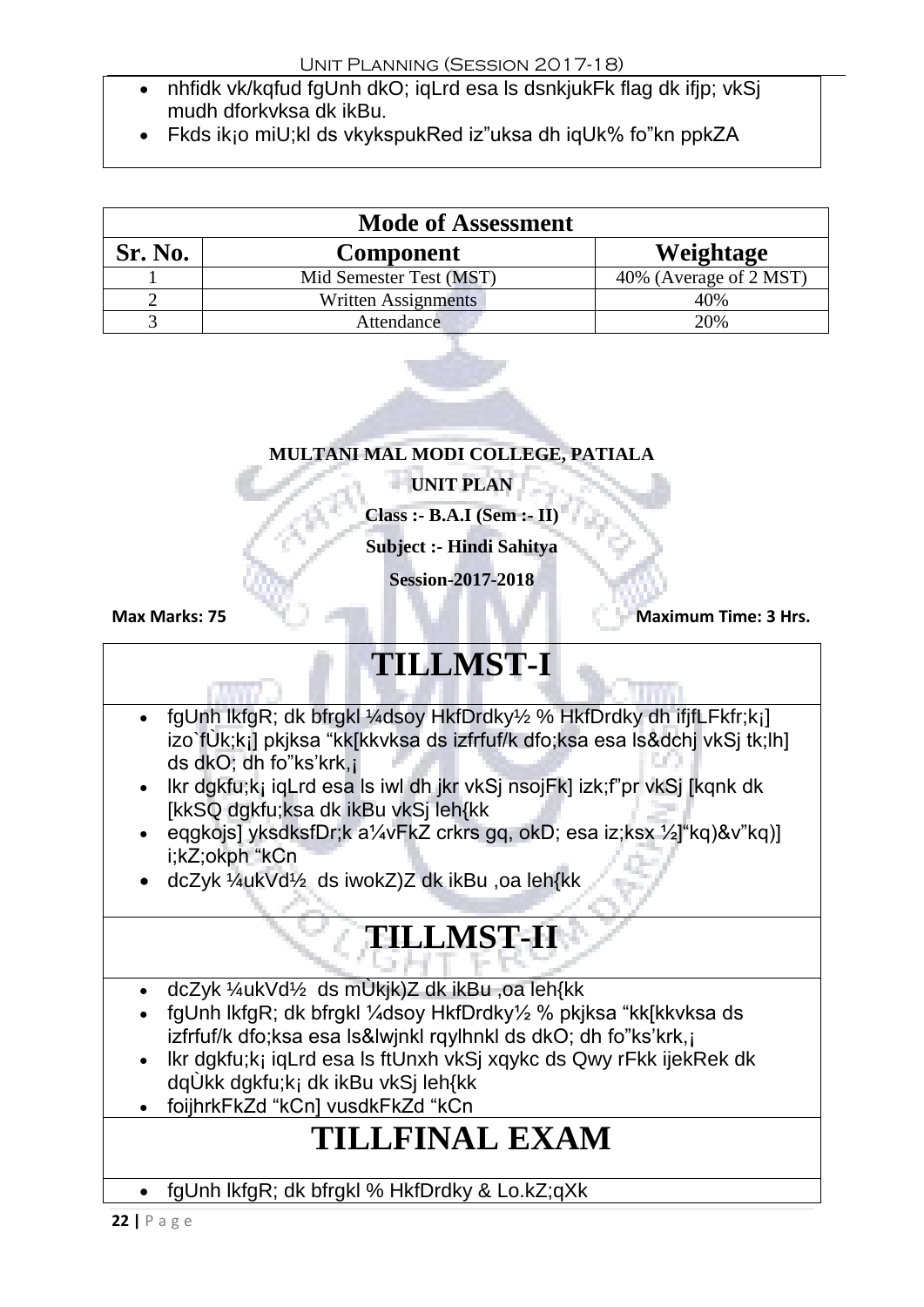- nhfidk vk/kqfud fgUnh dkO; iqLrd esa ls dsnkjukFk flag dk ifjp; vkSj mudh dforkvksa dk ikBu.
- Fkds ik¡o miU;kl ds vkykspukRed iz"uksa dh iqUk% fo"kn ppkZA

| Mode of Assessment | | |
|---|---|---|
| **Sr. No.** | **Component** | **Weightage** |
| 1 | Mid Semester Test (MST) | 40% (Average of 2 MST) |
| 2 | Written Assignments | 40% |
| 3 | Attendance | 20% |

**MULTANI MAL MODI COLLEGE, PATIALA**

**UNIT PLAN**

**Class :- B.A.I (Sem :- II)**

**Subject :- Hindi Sahitya**

**Session-2017-2018**

**Max Marks: 75** **Maximum Time: 3 Hrs.**

# TILLMST-I

- fgUnh lkfgR; dk bfrgkl ¼dsoy HkfDrdky½ % HkfDrdky dh ifjfLFkfr;k¡] izo`fÙk;k¡] pkjksa "kk[kkvksa ds izfrfuf/k dfo;ksa esa ls&dchj vkSj tk;lh] ds dkO; dh fo"ks'krk,¡
- lkr dgkfu;k¡ iqLrd esa ls iwl dh jkr vkSj nsojFk] izk;f"pr vkSj [kqnk dk [kkSQ dgkfu;ksa dk ikBu vkSj leh{kk
- eqgkojs] yksdksfDr;k a¼vFkZ crkrs gq, okD; esa iz;ksx ½]"kq)&v"kq)] i;kZ;okph "kCn
- dcZyk ¼ukVd½ ds iwokZ)Z dk ikBu ,oa leh{kk

# TILLMST-II

- dcZyk ¼ukVd½ ds mÙkjk)Z dk ikBu ,oa leh{kk
- fgUnh lkfgR; dk bfrgkl ¼dsoy HkfDrdky½ % pkjksa "kk[kkvksa ds izfrfuf/k dfo;ksa esa ls&lwjnkl rqylhnkl ds dkO; dh fo"ks'krk,¡
- lkr dgkfu;k¡ iqLrd esa ls ftUnxh vkSj xqykc ds Qwy rFkk ijekRek dk dqÙkk dgkfu;k¡ dk ikBu vkSj leh{kk
- foijhrkFkZd "kCn] vusdkFkZd "kCn

# TILLFINAL EXAM

- fgUnh lkfgR; dk bfrgkl % HkfDrdky & Lo.kZ;qXk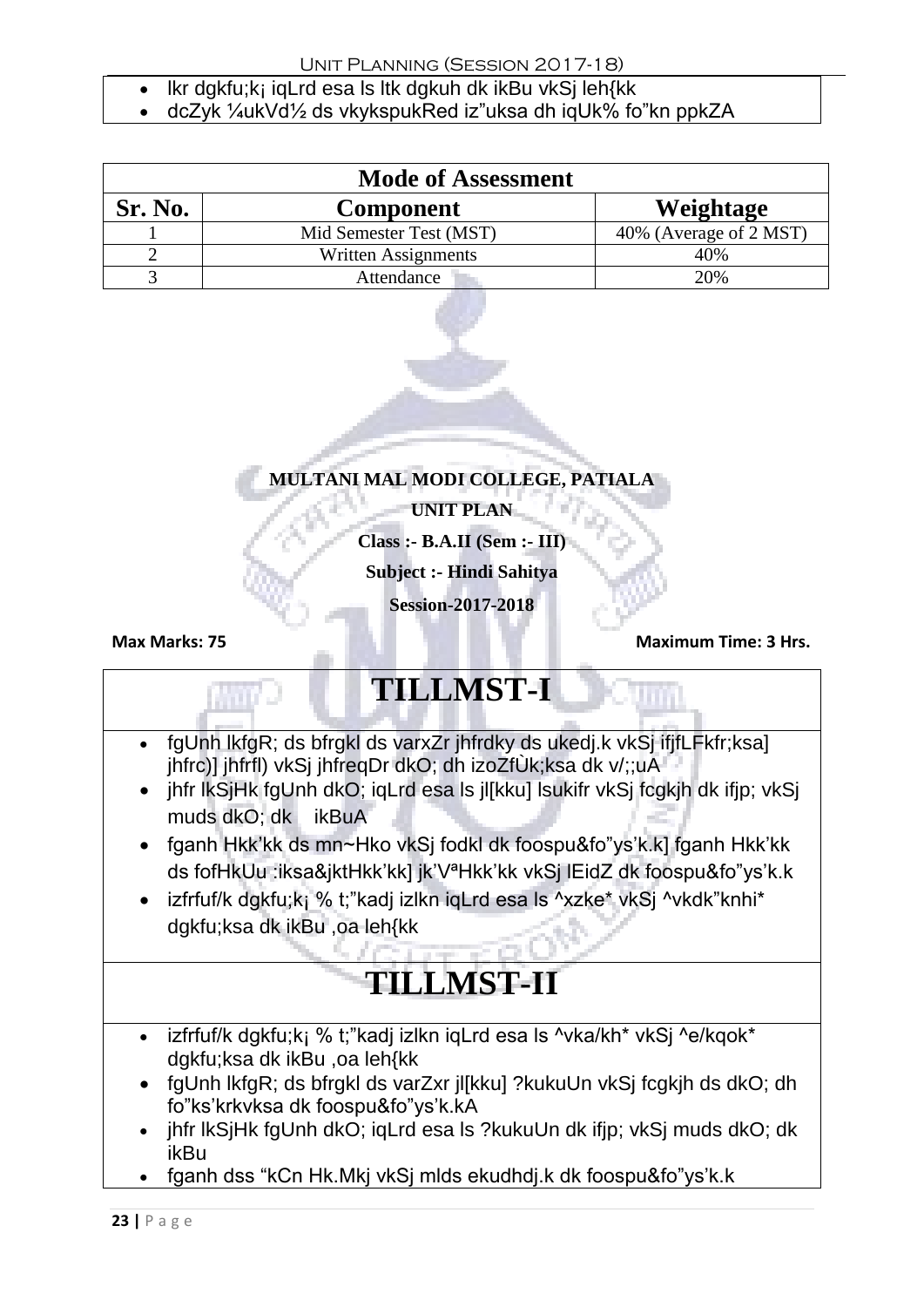- lkr dgkfu;k¡ iqLrd esa ls ltk dgkuh dk ikBu vkSj leh{kk
- dcZyk ¼ukVd½ ds vkykspukRed iz"uksa dh iqUk% fo"kn ppkZA

## Mode of Assessment

| Sr. No. | Component | Weightage |
|---|---|---|
| 1 | Mid Semester Test (MST) | 40% (Average of 2 MST) |
| 2 | Written Assignments | 40% |
| 3 | Attendance | 20% |

**MULTANI MAL MODI COLLEGE, PATIALA**

**UNIT PLAN**

**Class :- B.A.II (Sem :- III)**

**Subject :- Hindi Sahitya**

**Session-2017-2018**

**Max Marks: 75** **Maximum Time: 3 Hrs.**

# TILLMST-I

- fgUnh lkfgR; ds bfrgkl ds varxZr jhfrdky ds ukedj.k vkSj ifjfLFkfr;ksa] jhfrc)] jhfrfl) vkSj jhfreqDr dkO; dh izoZfÙk;ksa dk v/;;uA
- jhfr lkSjHk fgUnh dkO; iqLrd esa ls jl[kku] lsukifr vkSj fcgkjh dk ifjp; vkSj muds dkO; dk ikBuA
- fganh Hkk'kk ds mn~Hko vkSj fodkl dk foospu&fo"ys'k.k] fganh Hkk'kk ds fofHkUu :iksa&jktHkk'kk] jk'VªHkk'kk vkSj lEidZ dk foospu&fo"ys'k.k
- izfrfuf/k dgkfu;k¡ % t;"kadj izlkn iqLrd esa ls ^xzke* vkSj ^vkdk"knhi* dgkfu;ksa dk ikBu ,oa leh{kk

# TILLMST-II

- izfrfuf/k dgkfu;k¡ % t;"kadj izlkn iqLrd esa ls ^vka/kh* vkSj ^e/kqok* dgkfu;ksa dk ikBu ,oa leh{kk
- fgUnh lkfgR; ds bfrgkl ds varZxr jl[kku] ?kukuUn vkSj fcgkjh ds dkO; dh fo"ks'krkvksa dk foospu&fo"ys'k.kA
- jhfr lkSjHk fgUnh dkO; iqLrd esa ls ?kukuUn dk ifjp; vkSj muds dkO; dk ikBu
- fganh dss "kCn Hk.Mkj vkSj mlds ekudhdj.k dk foospu&fo"ys'k.k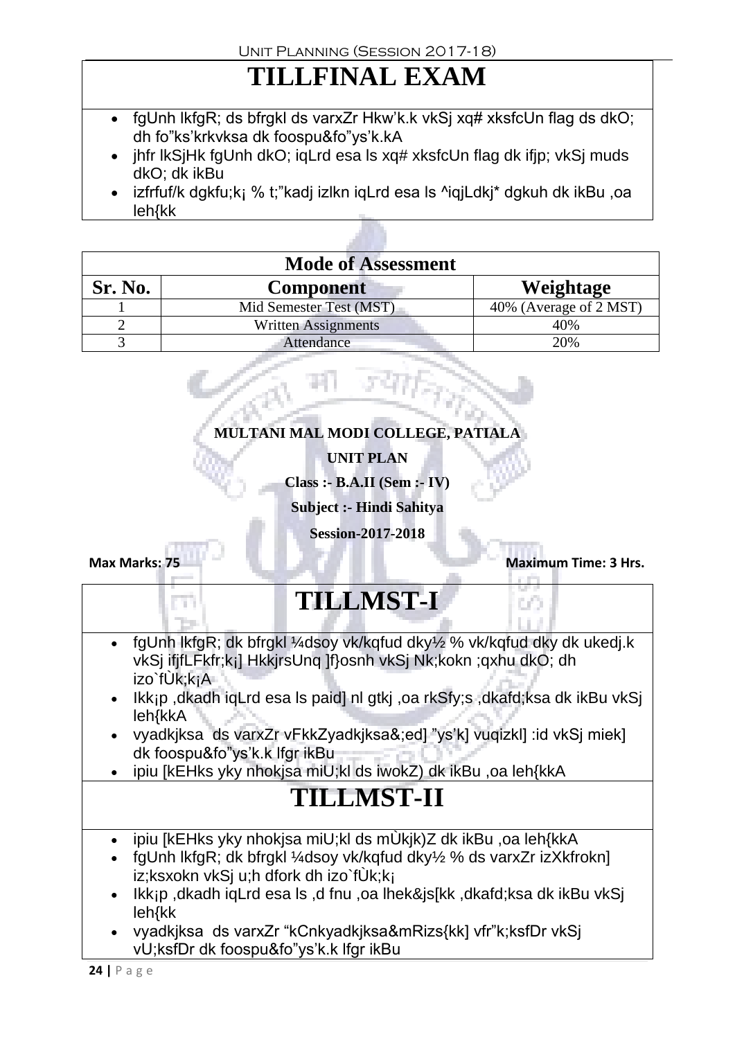# TILLFINAL EXAM

- fgUnh lkfgR; ds bfrgkl ds varxZr Hkw'k.k vkSj xq# xksfcUn flag ds dkO; dh fo"ks'krkvksa dk foospu&fo"ys'k.kA
- jhfr lkSjHk fgUnh dkO; iqLrd esa ls xq# xksfcUn flag dk ifjp; vkSj muds dkO; dk ikBu
- izfrfuf/k dgkfu;k¡ % t;"kadj izlkn iqLrd esa ls ^iqjLdkj* dgkuh dk ikBu ,oa leh{kk

| Mode of Assessment | | |
|---|---|---|
| **Sr. No.** | **Component** | **Weightage** |
| 1 | Mid Semester Test (MST) | 40% (Average of 2 MST) |
| 2 | Written Assignments | 40% |
| 3 | Attendance | 20% |

**MULTANI MAL MODI COLLEGE, PATIALA**

**UNIT PLAN**

**Class :- B.A.II (Sem :- IV)**

**Subject :- Hindi Sahitya**

**Session-2017-2018**

**Max Marks: 75** **Maximum Time: 3 Hrs.**

# TILLMST-I

- fgUnh lkfgR; dk bfrgkl ¼dsoy vk/kqfud dky½ % vk/kqfud dky dk ukedj.k vkSj ifjfLFkfr;k¡] HkkjrsUnq ]f}osnh vkSj Nk;kokn ;qxhu dkO; dh izo`fÙk;k¡A
- Ikk¡p ,dkadh iqLrd esa ls paid] nl gtkj ,oa rkSfy;s ,dkafd;ksa dk ikBu vkSj leh{kkA
- vyadkjksa ds varxZr vFkkZyadkjksa&;ed] "ys'k] vuqizkl] :id vkSj miek] dk foospu&fo"ys'k.k lfgr ikBu
- ipiu [kEHks yky nhokjsa miU;kl ds iwokZ) dk ikBu ,oa leh{kkA

# TILLMST-II

- ipiu [kEHks yky nhokjsa miU;kl ds mÙkjk)Z dk ikBu ,oa leh{kkA
- fgUnh lkfgR; dk bfrgkl ¼dsoy vk/kqfud dky½ % ds varxZr izXkfrokn] iz;ksxokn vkSj u;h dfork dh izo`fÙk;k¡
- Ikk¡p ,dkadh iqLrd esa ls ,d fnu ,oa lhek&js[kk ,dkafd;ksa dk ikBu vkSj leh{kk
- vyadkjksa ds varxZr "kCnkyadkjksa&mRizs{kk] vfr"k;ksfDr vkSj vU;ksfDr dk foospu&fo"ys'k.k lfgr ikBu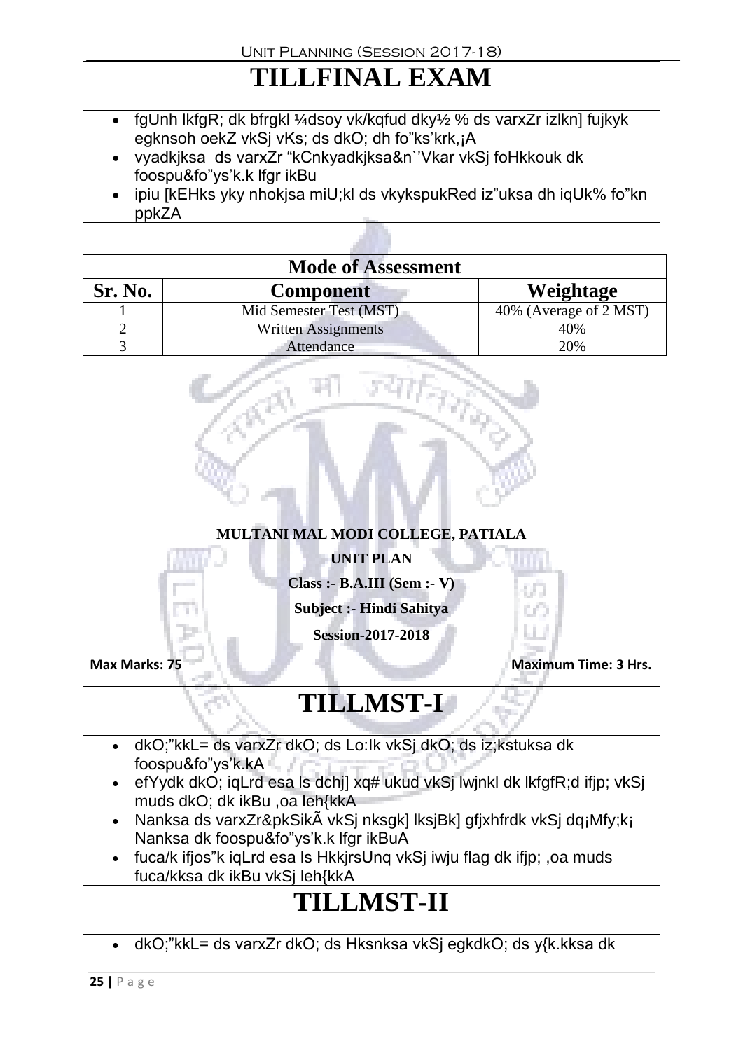# TILLFINAL EXAM

- fgUnh lkfgR; dk bfrgkl ¼dsoy vk/kqfud dky½ % ds varxZr izlkn] fujkyk egknsoh oekZ vkSj vKs; ds dkO; dh fo"ks'krk,¡A
- vyadkjksa ds varxZr "kCnkyadkjksa&n`'Vkar vkSj foHkkouk dk foospu&fo"ys'k.k lfgr ikBu
- ipiu [kEHks yky nhokjsa miU;kl ds vkykspukRed iz"uksa dh iqUk% fo"kn ppkZA

| Mode of Assessment | | |
|---|---|---|
| **Sr. No.** | **Component** | **Weightage** |
| 1 | Mid Semester Test (MST) | 40% (Average of 2 MST) |
| 2 | Written Assignments | 40% |
| 3 | Attendance | 20% |

**MULTANI MAL MODI COLLEGE, PATIALA**

**UNIT PLAN**

**Class :- B.A.III (Sem :- V)**

**Subject :- Hindi Sahitya**

**Session-2017-2018**

**Max Marks: 75** **Maximum Time: 3 Hrs.**

# TILLMST-I

- dkO;"kkL= ds varxZr dkO; ds Lo:Ik vkSj dkO; ds iz;kstuksa dk foospu&fo"ys'k.kA
- efYydk dkO; iqLrd esa ls dchj] xq# ukud vkSj lwjnkl dk lkfgfR;d ifjp; vkSj muds dkO; dk ikBu ,oa leh{kkA
- Nanksa ds varxZr&pkSikÃ vkSj nksgk] lksjBk] gfjxhfrdk vkSj dq¡Mfy;k¡ Nanksa dk foospu&fo"ys'k.k lfgr ikBuA
- fuca/k ifjos"k iqLrd esa ls HkkjrsUnq vkSj iwju flag dk ifjp; ,oa muds fuca/kksa dk ikBu vkSj leh{kkA

# TILLMST-II

- dkO;"kkL= ds varxZr dkO; ds Hksnksa vkSj egkdkO; ds y{k.kksa dk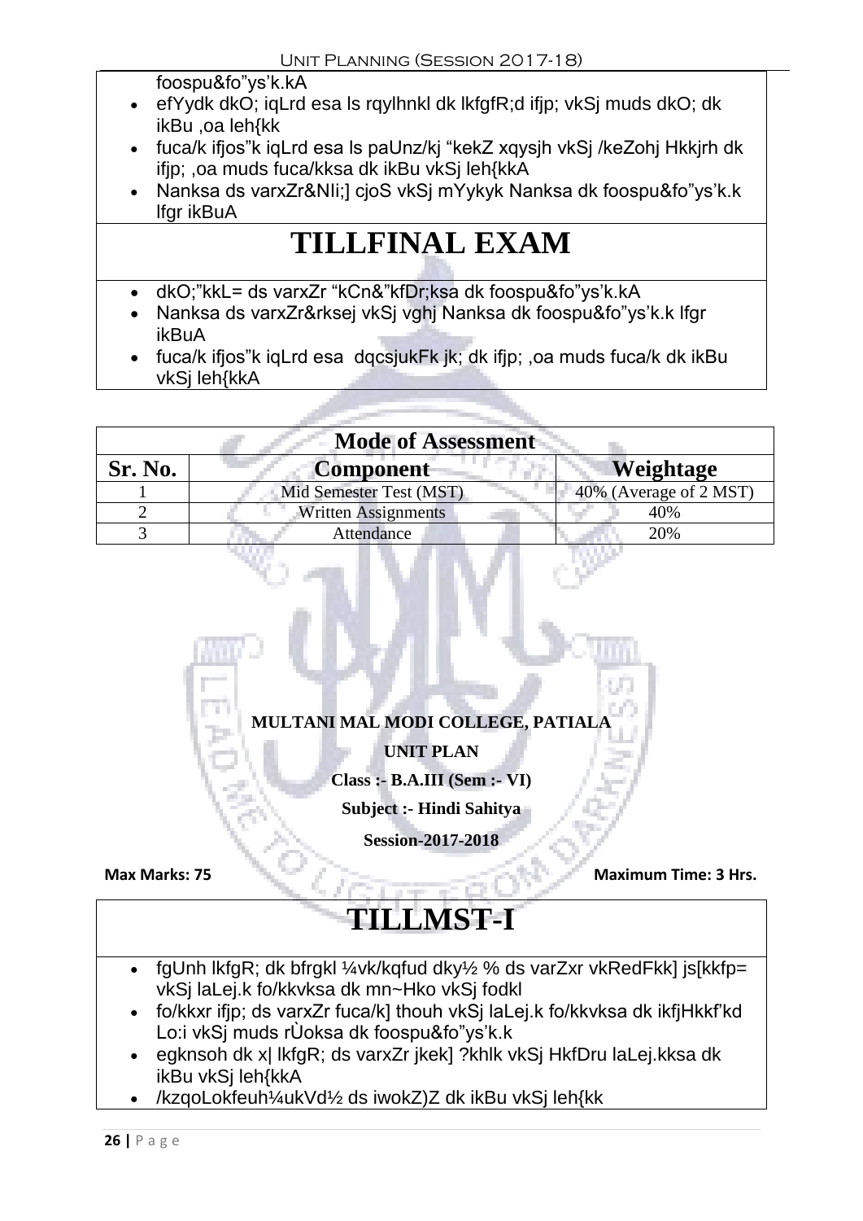foospu&fo"ys'k.kA

- efYydk dkO; iqLrd esa ls rqylhnkl dk lkfgfR;d ifjp; vkSj muds dkO; dk ikBu ,oa leh{kk
- fuca/k ifjos"k iqLrd esa ls paUnz/kj "kekZ xqysjh vkSj /keZohj Hkkjrh dk ifjp; ,oa muds fuca/kksa dk ikBu vkSj leh{kkA
- Nanksa ds varxZr&NIi;] cjoS vkSj mYykyk Nanksa dk foospu&fo"ys'k.k lfgr ikBuA

# TILLFINAL EXAM

- dkO;"kkL= ds varxZr "kCn&"kfDr;ksa dk foospu&fo"ys'k.kA
- Nanksa ds varxZr&rksej vkSj vghj Nanksa dk foospu&fo"ys'k.k lfgr ikBuA
- fuca/k ifjos"k iqLrd esa dqcsjukFk jk; dk ifjp; ,oa muds fuca/k dk ikBu vkSj leh{kkA

| Mode of Assessment | | |
|---|---|---|
| **Sr. No.** | **Component** | **Weightage** |
| 1 | Mid Semester Test (MST) | 40% (Average of 2 MST) |
| 2 | Written Assignments | 40% |
| 3 | Attendance | 20% |

**MULTANI MAL MODI COLLEGE, PATIALA**

**UNIT PLAN**

**Class :- B.A.III (Sem :- VI)**

**Subject :- Hindi Sahitya**

**Session-2017-2018**

**Max Marks: 75** **Maximum Time: 3 Hrs.**

# TILLMST-I

- fgUnh lkfgR; dk bfrgkl ¼vk/kqfud dky½ % ds varZxr vkRedFkk] js[kkfp= vkSj laLej.k fo/kkvksa dk mn~Hko vkSj fodkl
- fo/kkxr ifjp; ds varxZr fuca/k] thouh vkSj laLej.k fo/kkvksa dk ikfjHkkf'kd Lo:i vkSj muds rÙoksa dk foospu&fo"ys'k.k
- egknsoh dk x| lkfgR; ds varxZr jkek] ?khlk vkSj HkfDru laLej.kksa dk ikBu vkSj leh{kkA
- /kzqoLokfeuh¼ukVd½ ds iwokZ)Z dk ikBu vkSj leh{kk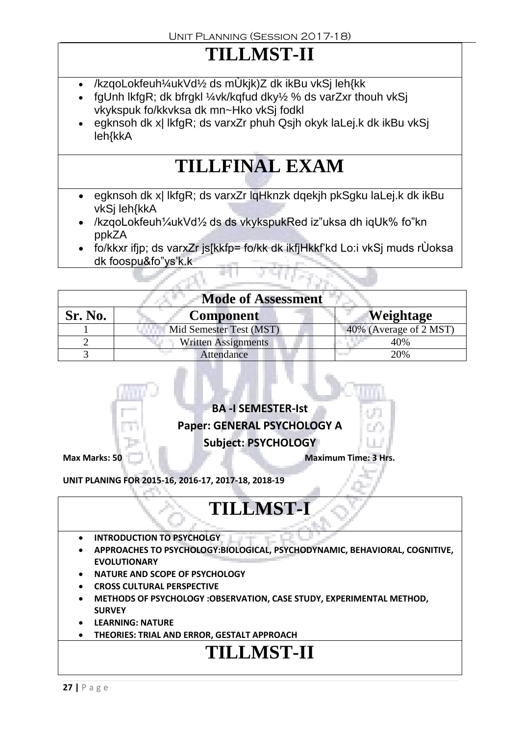# TILLMST-II

- /kzqoLokfeuh¼ukVd½ ds mÙkjk)Z dk ikBu vkSj leh{kk
- fgUnh lkfgR; dk bfrgkl ¼vk/kqfud dky½ % ds varZxr thouh vkSj vkykspuk fo/kkvksa dk mn~Hko vkSj fodkl
- egknsoh dk x| lkfgR; ds varxZr phuh Qsjh okyk laLej.k dk ikBu vkSj leh{kkA

# TILLFINAL EXAM

- egknsoh dk x| lkfgR; ds varxZr lqHknzk dqekjh pkSgku laLej.k dk ikBu vkSj leh{kkA
- /kzqoLokfeuh¼ukVd½ ds ds vkykspukRed iz"uksa dh iqUk% fo"kn ppkZA
- fo/kkxr ifjp; ds varxZr js[kkfp= fo/kk dk ikfjHkkf'kd Lo:i vkSj muds rÙoksa dk foospu&fo"ys'k.k

| Mode of Assessment | | |
|---|---|---|
| **Sr. No.** | **Component** | **Weightage** |
| 1 | Mid Semester Test (MST) | 40% (Average of 2 MST) |
| 2 | Written Assignments | 40% |
| 3 | Attendance | 20% |

**BA -I SEMESTER-Ist**

**Paper: GENERAL PSYCHOLOGY A**

**Subject: PSYCHOLOGY**

**Max Marks: 50** **Maximum Time: 3 Hrs.**

**UNIT PLANING FOR 2015-16, 2016-17, 2017-18, 2018-19**

# TILLMST-I

- **INTRODUCTION TO PSYCHOLGY**
- **APPROACHES TO PSYCHOLOGY:BIOLOGICAL, PSYCHODYNAMIC, BEHAVIORAL, COGNITIVE, EVOLUTIONARY**
- **NATURE AND SCOPE OF PSYCHOLOGY**
- **CROSS CULTURAL PERSPECTIVE**
- **METHODS OF PSYCHOLOGY :OBSERVATION, CASE STUDY, EXPERIMENTAL METHOD, SURVEY**
- **LEARNING: NATURE**
- **THEORIES: TRIAL AND ERROR, GESTALT APPROACH**

# TILLMST-II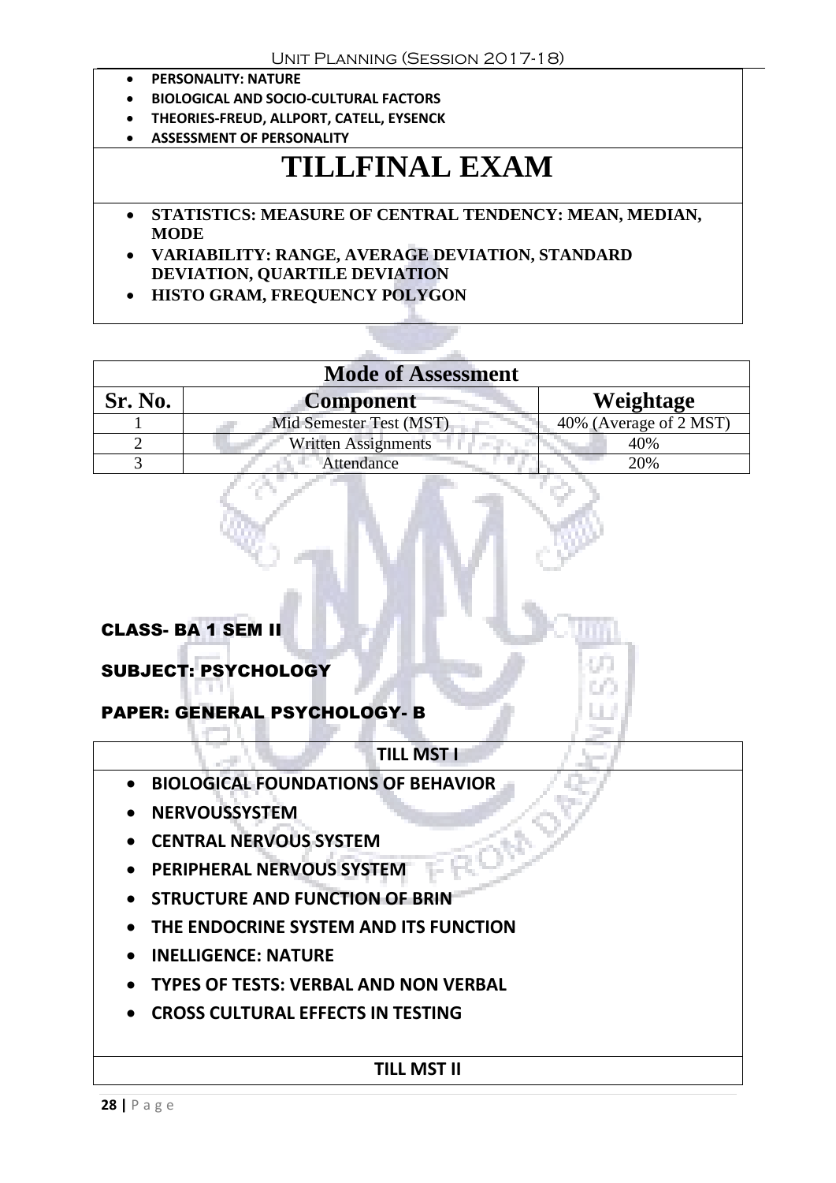- PERSONALITY: NATURE
- BIOLOGICAL AND SOCIO-CULTURAL FACTORS
- THEORIES-FREUD, ALLPORT, CATELL, EYSENCK
- ASSESSMENT OF PERSONALITY

# TILLFINAL EXAM

- **STATISTICS: MEASURE OF CENTRAL TENDENCY: MEAN, MEDIAN, MODE**
- **VARIABILITY: RANGE, AVERAGE DEVIATION, STANDARD DEVIATION, QUARTILE DEVIATION**
- **HISTO GRAM, FREQUENCY POLYGON**

| Mode of Assessment | | |
|---|---|---|
| **Sr. No.** | **Component** | **Weightage** |
| 1 | Mid Semester Test (MST) | 40% (Average of 2 MST) |
| 2 | Written Assignments | 40% |
| 3 | Attendance | 20% |

**CLASS- BA 1 SEM II**

**SUBJECT: PSYCHOLOGY**

**PAPER: GENERAL PSYCHOLOGY- B**

**TILL MST I**

- **BIOLOGICAL FOUNDATIONS OF BEHAVIOR**
- **NERVOUSSYSTEM**
- **CENTRAL NERVOUS SYSTEM**
- **PERIPHERAL NERVOUS SYSTEM**
- **STRUCTURE AND FUNCTION OF BRIN**
- **THE ENDOCRINE SYSTEM AND ITS FUNCTION**
- **INELLIGENCE: NATURE**
- **TYPES OF TESTS: VERBAL AND NON VERBAL**
- **CROSS CULTURAL EFFECTS IN TESTING**

**TILL MST II**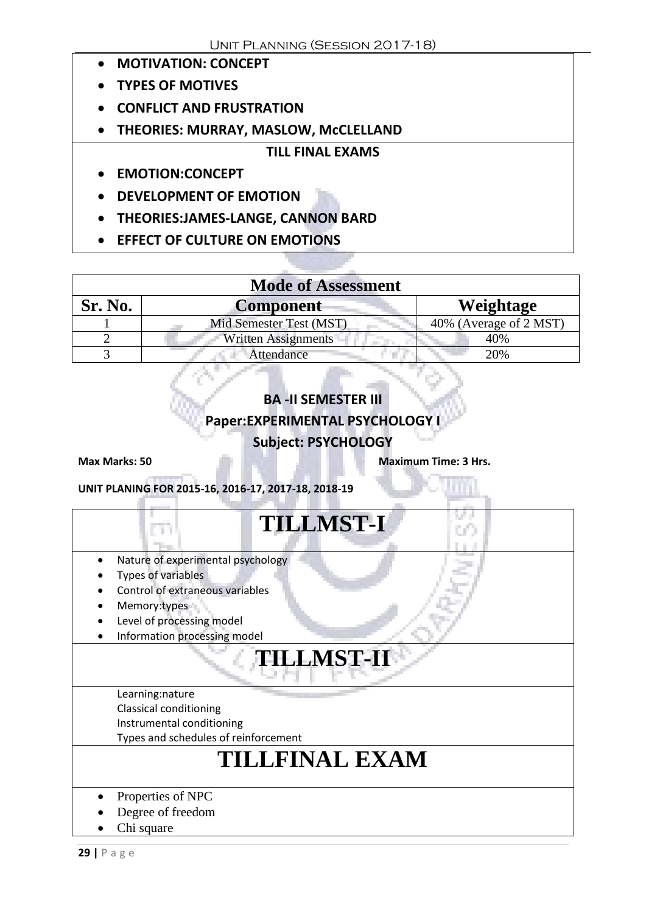- **MOTIVATION: CONCEPT**
- **TYPES OF MOTIVES**
- **CONFLICT AND FRUSTRATION**
- **THEORIES: MURRAY, MASLOW, McCLELLAND**

**TILL FINAL EXAMS**

- **EMOTION:CONCEPT**
- **DEVELOPMENT OF EMOTION**
- **THEORIES:JAMES-LANGE, CANNON BARD**
- **EFFECT OF CULTURE ON EMOTIONS**

| Mode of Assessment | | |
|---|---|---|
| **Sr. No.** | **Component** | **Weightage** |
| 1 | Mid Semester Test (MST) | 40% (Average of 2 MST) |
| 2 | Written Assignments | 40% |
| 3 | Attendance | 20% |

**BA -II SEMESTER III**

**Paper:EXPERIMENTAL PSYCHOLOGY I**

**Subject: PSYCHOLOGY**

**Max Marks: 50** **Maximum Time: 3 Hrs.**

**UNIT PLANING FOR 2015-16, 2016-17, 2017-18, 2018-19**

# TILLMST-I

- Nature of experimental psychology
- Types of variables
- Control of extraneous variables
- Memory:types
- Level of processing model
- Information processing model

# TILLMST-II

Learning:nature
Classical conditioning
Instrumental conditioning
Types and schedules of reinforcement

# TILLFINAL EXAM

- Properties of NPC
- Degree of freedom
- Chi square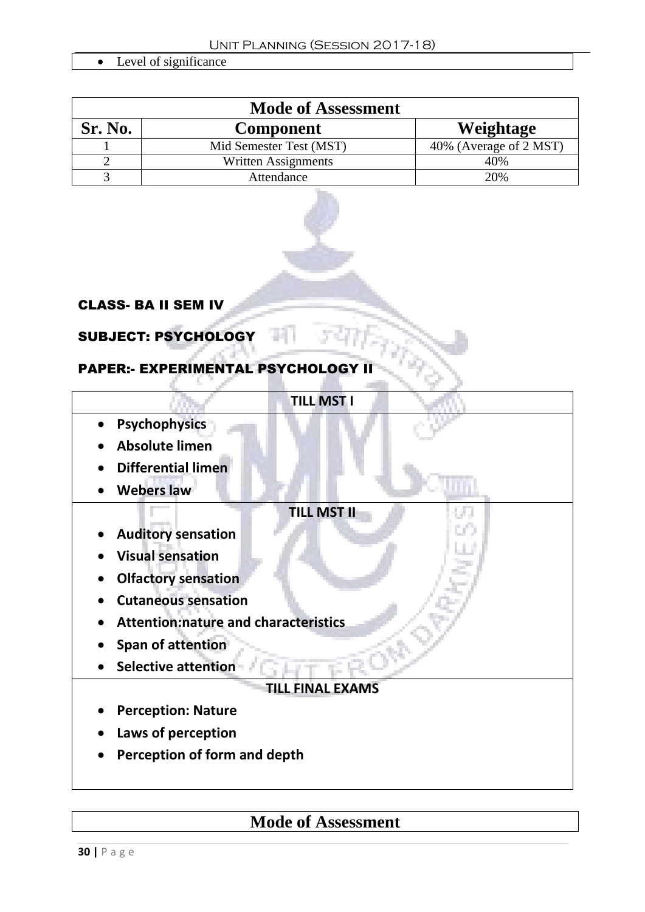- Level of significance

| Mode of Assessment | | |
|---|---|---|
| **Sr. No.** | **Component** | **Weightage** |
| 1 | Mid Semester Test (MST) | 40% (Average of 2 MST) |
| 2 | Written Assignments | 40% |
| 3 | Attendance | 20% |

**CLASS- BA II SEM IV**

**SUBJECT: PSYCHOLOGY**

**PAPER:- EXPERIMENTAL PSYCHOLOGY II**

| **TILL MST I** |
|---|
| • **Psychophysics**<br>• **Absolute limen**<br>• **Differential limen**<br>• **Webers law** |
| **TILL MST II** |
| • **Auditory sensation**<br>• **Visual sensation**<br>• **Olfactory sensation**<br>• **Cutaneous sensation**<br>• **Attention:nature and characteristics**<br>• **Span of attention**<br>• **Selective attention** |
| **TILL FINAL EXAMS** |
| • **Perception: Nature**<br>• **Laws of perception**<br>• **Perception of form and depth** |

| Mode of Assessment |
|---|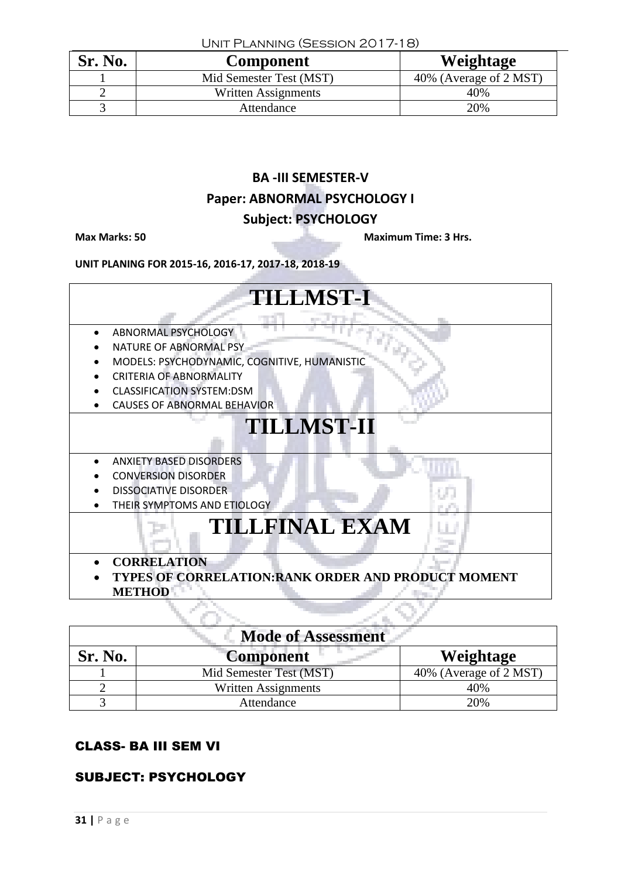| Sr. No. | Component | Weightage |
|---|---|---|
| 1 | Mid Semester Test (MST) | 40% (Average of 2 MST) |
| 2 | Written Assignments | 40% |
| 3 | Attendance | 20% |

**BA -III SEMESTER-V**

**Paper: ABNORMAL PSYCHOLOGY I**

**Subject: PSYCHOLOGY**

**Max Marks: 50** **Maximum Time: 3 Hrs.**

**UNIT PLANING FOR 2015-16, 2016-17, 2017-18, 2018-19**

# TILLMST-I

- ABNORMAL PSYCHOLOGY
- NATURE OF ABNORMAL PSY
- MODELS: PSYCHODYNAMIC, COGNITIVE, HUMANISTIC
- CRITERIA OF ABNORMALITY
- CLASSIFICATION SYSTEM:DSM
- CAUSES OF ABNORMAL BEHAVIOR

# TILLMST-II

- ANXIETY BASED DISORDERS
- CONVERSION DISORDER
- DISSOCIATIVE DISORDER
- THEIR SYMPTOMS AND ETIOLOGY

# TILLFINAL EXAM

- **CORRELATION**
- **TYPES OF CORRELATION:RANK ORDER AND PRODUCT MOMENT METHOD**

**Mode of Assessment**

| Sr. No. | Component | Weightage |
|---|---|---|
| 1 | Mid Semester Test (MST) | 40% (Average of 2 MST) |
| 2 | Written Assignments | 40% |
| 3 | Attendance | 20% |

**CLASS- BA III SEM VI**

**SUBJECT: PSYCHOLOGY**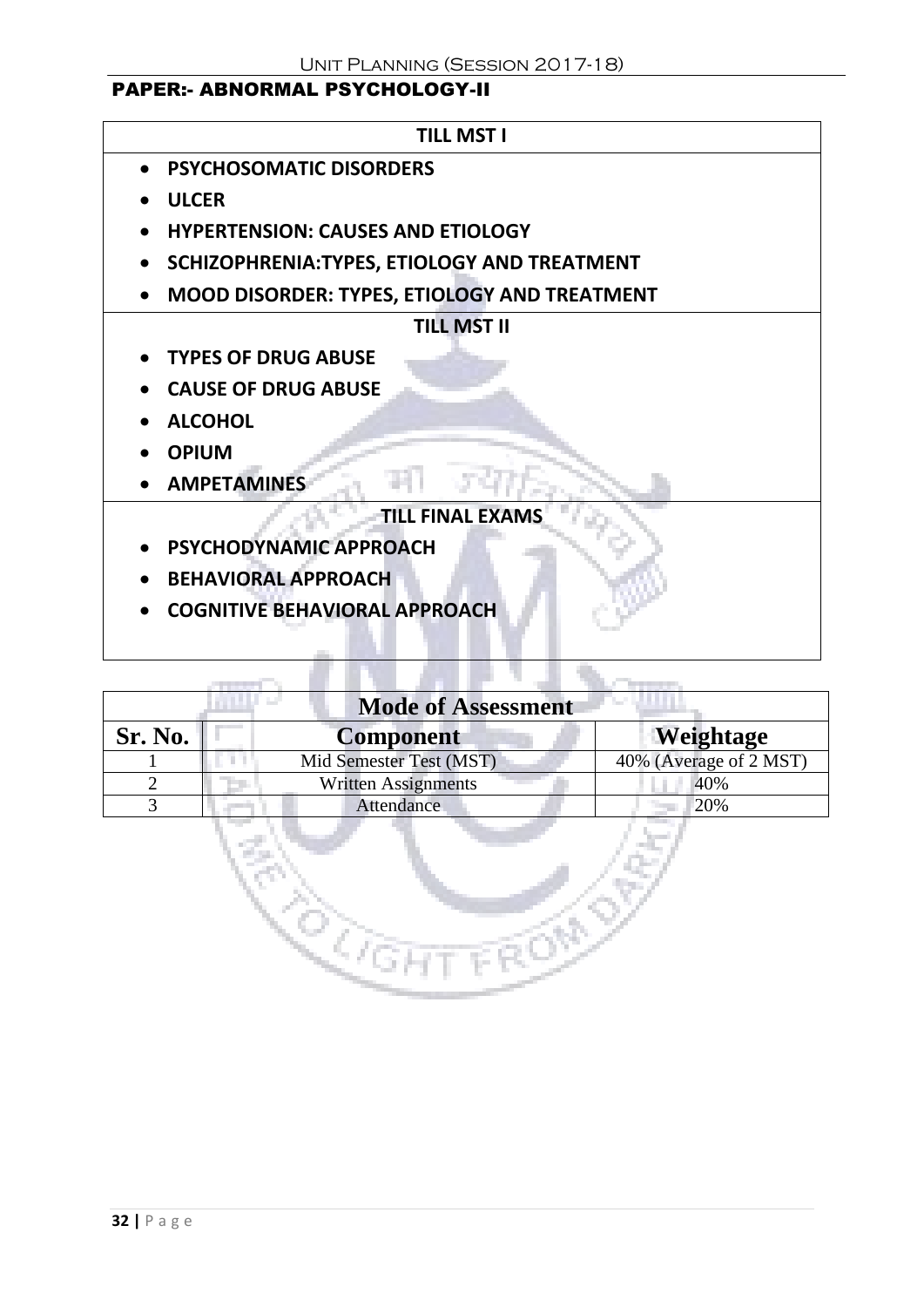## PAPER:- ABNORMAL PSYCHOLOGY-II

| TILL MST I |
|---|
| • PSYCHOSOMATIC DISORDERS<br>• ULCER<br>• HYPERTENSION: CAUSES AND ETIOLOGY<br>• SCHIZOPHRENIA:TYPES, ETIOLOGY AND TREATMENT<br>• MOOD DISORDER: TYPES, ETIOLOGY AND TREATMENT |
| **TILL MST II** |
| • TYPES OF DRUG ABUSE<br>• CAUSE OF DRUG ABUSE<br>• ALCOHOL<br>• OPIUM<br>• AMPETAMINES |
| **TILL FINAL EXAMS** |
| • PSYCHODYNAMIC APPROACH<br>• BEHAVIORAL APPROACH<br>• COGNITIVE BEHAVIORAL APPROACH |

| Mode of Assessment | | |
|---|---|---|
| **Sr. No.** | **Component** | **Weightage** |
| 1 | Mid Semester Test (MST) | 40% (Average of 2 MST) |
| 2 | Written Assignments | 40% |
| 3 | Attendance | 20% |